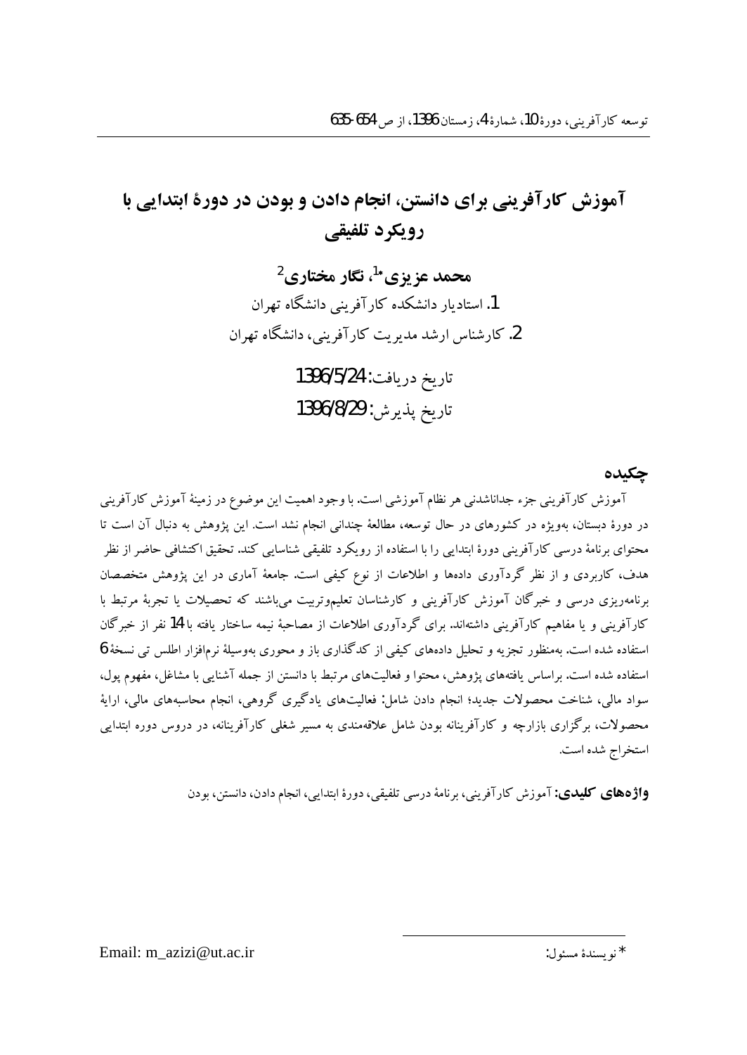# آموزش کارآفرینی برای دانستن، انجام دادن و بودن در دورهٔ ابتدایی با رویکرد تلفیقی

**محمد عزیزی\*[1]، نگار مختاری[2]**

1. استادیار دانشکده کارآفرینی دانشگاه تهران
2. کارشناس ارشد مدیریت کارآفرینی، دانشگاه تهران

تاریخ دریافت: 1396/5/24
تاریخ پذیرش: 1396/8/29

## چکیده

آموزش کارآفرینی جزء جداناشدنی هر نظام آموزشی است. با وجود اهمیت این موضوع در زمینهٔ آموزش کارآفرینی در دورهٔ دبستان، به‌ویژه در کشورهای در حال توسعه، مطالعهٔ چندانی انجام نشد است. این پژوهش به دنبال آن است تا محتوای برنامهٔ درسی کارآفرینی دورهٔ ابتدایی را با استفاده از رویکرد تلفیقی شناسایی کند. تحقیق اکتشافی حاضر از نظر هدف، کاربردی و از نظر گردآوری داده‌ها و اطلاعات از نوع کیفی است. جامعهٔ آماری در این پژوهش متخصصان برنامه‌ریزی درسی و خبرگان آموزش کارآفرینی و کارشناسان تعلیم‌وتربیت می‌باشند که تحصیلات یا تجربهٔ مرتبط با کارآفرینی و یا مفاهیم کارآفرینی داشته‌اند. برای گردآوری اطلاعات از مصاحبهٔ نیمه ساختار یافته با 14 نفر از خبرگان استفاده شده است. به‌منظور تجزیه و تحلیل داده‌های کیفی از کدگذاری باز و محوری به‌وسیلهٔ نرم‌افزار اطلس تی نسخهٔ 6 استفاده شده است. براساس یافته‌های پژوهش، محتوا و فعالیت‌های مرتبط با دانستن از جمله آشنایی با مشاغل، مفهوم پول، سواد مالی، شناخت محصولات جدید؛ انجام دادن شامل: فعالیت‌های یادگیری گروهی، انجام محاسبه‌های مالی، ارایهٔ محصولات، برگزاری بازارچه و کارآفرینانه بودن شامل علاقه‌مندی به مسیر شغلی کارآفرینانه، در دروس دوره ابتدایی استخراج شده است.

**واژه‌های کلیدی:** آموزش کارآفرینی، برنامهٔ درسی تلفیقی، دورهٔ ابتدایی، انجام دادن، دانستن، بودن

\* نویسندهٔ مسئول: Email: m_azizi@ut.ac.ir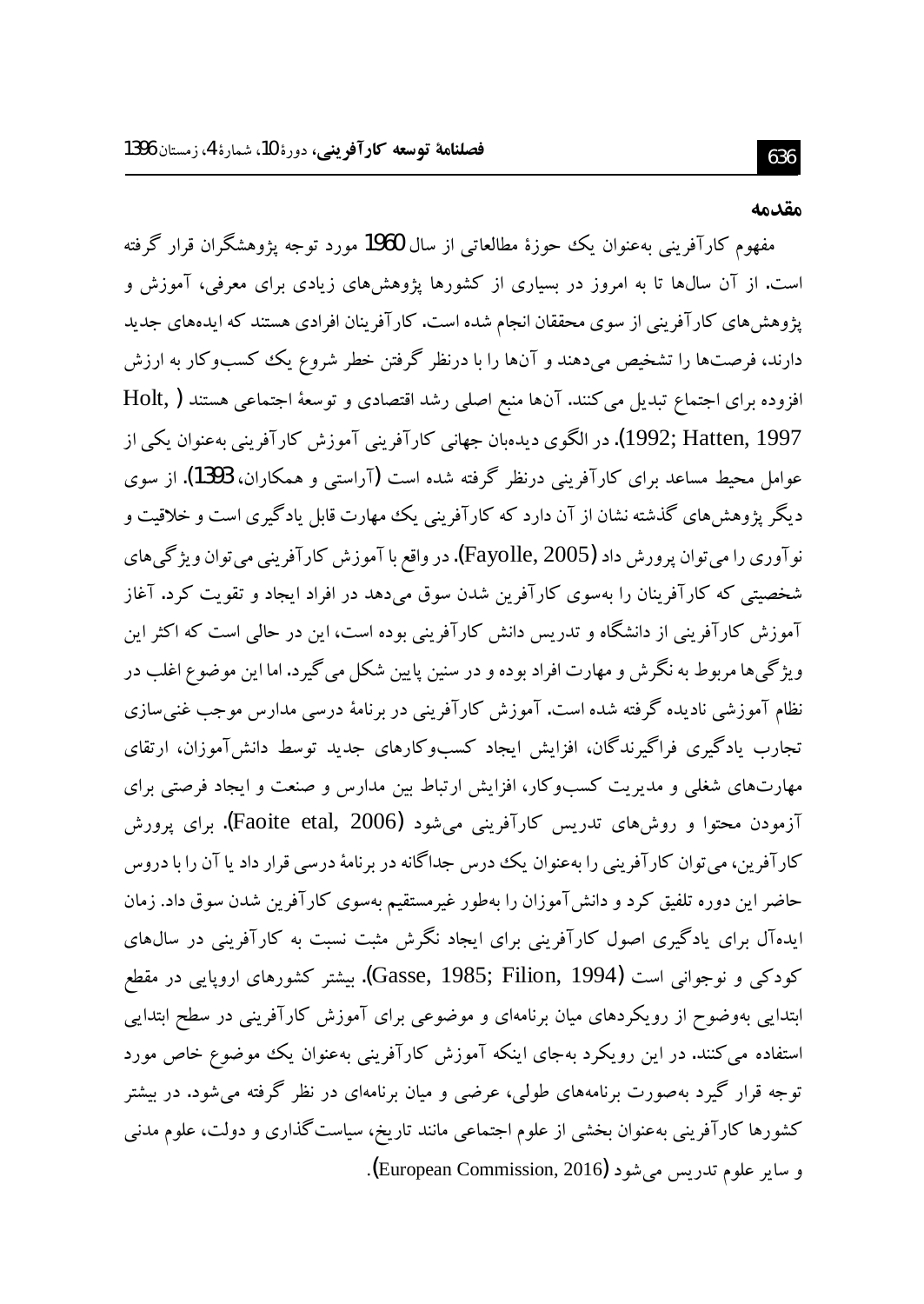## مقدمه

مفهوم کارآفرینی به‌عنوان یک حوزهٔ مطالعاتی از سال 1960 مورد توجه پژوهشگران قرار گرفته است. از آن سال‌ها تا به امروز در بسیاری از کشورها پژوهش‌های زیادی برای معرفی، آموزش و پژوهش‌های کارآفرینی از سوی محققان انجام شده است. کارآفرینان افرادی هستند که ایده‌های جدید دارند، فرصت‌ها را تشخیص می‌دهند و آن‌ها را با درنظر گرفتن خطر شروع یک کسب‌وکار به ارزش افزوده برای اجتماع تبدیل می‌کنند. آن‌ها منبع اصلی رشد اقتصادی و توسعهٔ اجتماعی هستند (Holt, 1992; Hatten, 1997). در الگوی دیده‌بان جهانی کارآفرینی آموزش کارآفرینی به‌عنوان یکی از عوامل محیط مساعد برای کارآفرینی درنظر گرفته شده است (آراستی و همکاران، 1393). از سوی دیگر پژوهش‌های گذشته نشان از آن دارد که کارآفرینی یک مهارت قابل یادگیری است و خلاقیت و نوآوری را می‌توان پرورش داد (Fayolle, 2005). در واقع با آموزش کارآفرینی می‌توان ویژگی‌های شخصیتی که کارآفرینان را به‌سوی کارآفرین شدن سوق می‌دهد در افراد ایجاد و تقویت کرد. آغاز آموزش کارآفرینی از دانشگاه و تدریس دانش کارآفرینی بوده است، این در حالی است که اکثر این ویژگی‌ها مربوط به نگرش و مهارت افراد بوده و در سنین پایین شکل می‌گیرد. اما این موضوع اغلب در نظام آموزشی نادیده گرفته شده است. آموزش کارآفرینی در برنامهٔ درسی مدارس موجب غنی‌سازی تجارب یادگیری فراگیرندگان، افزایش ایجاد کسب‌وکارهای جدید توسط دانش‌آموزان، ارتقای مهارت‌های شغلی و مدیریت کسب‌وکار، افزایش ارتباط بین مدارس و صنعت و ایجاد فرصتی برای آزمودن محتوا و روش‌های تدریس کارآفرینی می‌شود (Faoite etal, 2006). برای پرورش کارآفرین، می‌توان کارآفرینی را به‌عنوان یک درس جداگانه در برنامهٔ درسی قرار داد یا آن را با دروس حاضر این دوره تلفیق کرد و دانش‌آموزان را به‌طور غیرمستقیم به‌سوی کارآفرین شدن سوق داد. زمان ایده‌آل برای یادگیری اصول کارآفرینی برای ایجاد نگرش مثبت نسبت به کارآفرینی در سال‌های کودکی و نوجوانی است (Gasse, 1985; Filion, 1994). بیشتر کشورهای اروپایی در مقطع ابتدایی به‌وضوح از رویکردهای میان برنامه‌ای و موضوعی برای آموزش کارآفرینی در سطح ابتدایی استفاده می‌کنند. در این رویکرد به‌جای اینکه آموزش کارآفرینی به‌عنوان یک موضوع خاص مورد توجه قرار گیرد به‌صورت برنامه‌های طولی، عرضی و میان برنامه‌ای در نظر گرفته می‌شود. در بیشتر کشورها کارآفرینی به‌عنوان بخشی از علوم اجتماعی مانند تاریخ، سیاست‌گذاری و دولت، علوم مدنی و سایر علوم تدریس می‌شود (European Commission, 2016).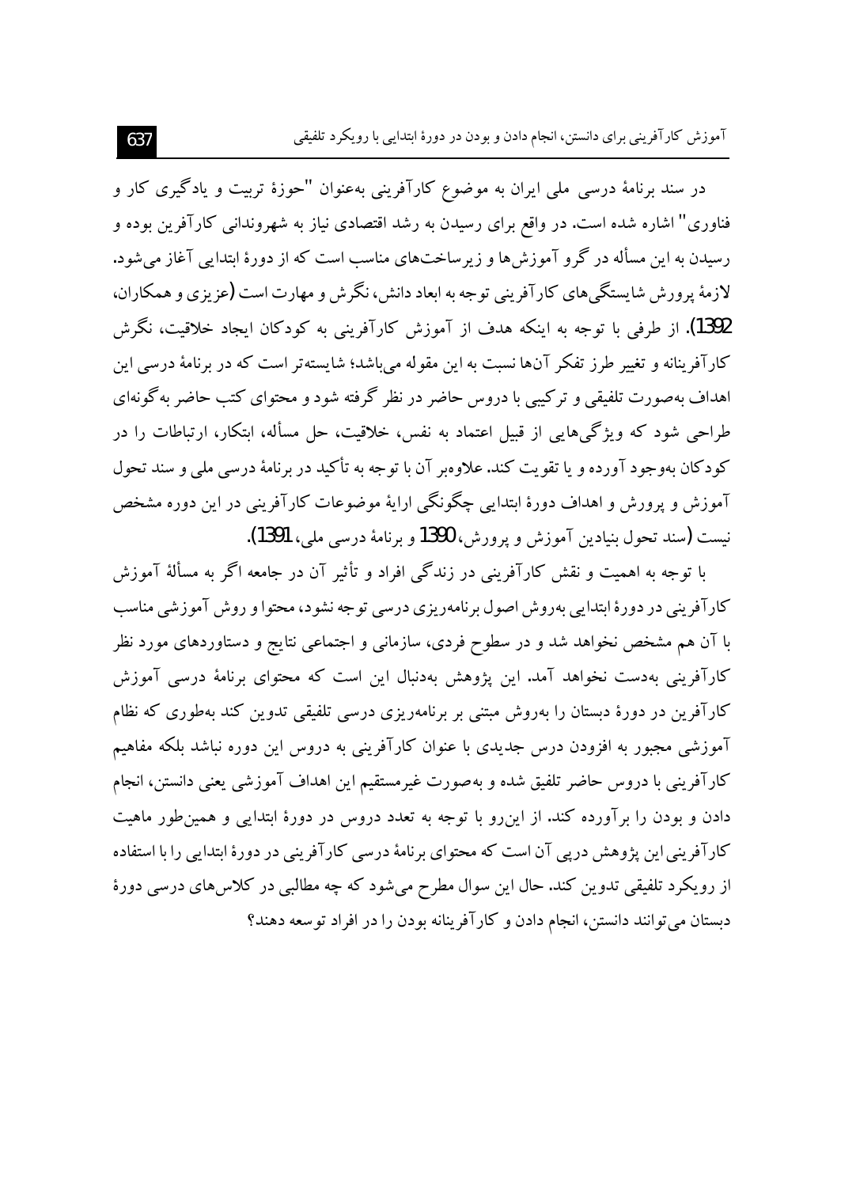در سند برنامهٔ درسی ملی ایران به موضوع کارآفرینی به‌عنوان "حوزهٔ تربیت و یادگیری کار و فناوری" اشاره شده است. در واقع برای رسیدن به رشد اقتصادی نیاز به شهروندانی کارآفرین بوده و رسیدن به این مسأله در گرو آموزش‌ها و زیرساخت‌های مناسب است که از دورهٔ ابتدایی آغاز می‌شود. لازمهٔ پرورش شایستگی‌های کارآفرینی توجه به ابعاد دانش، نگرش و مهارت است (عزیزی و همکاران، 1392). از طرفی با توجه به اینکه هدف از آموزش کارآفرینی به کودکان ایجاد خلاقیت، نگرش کارآفرینانه و تغییر طرز تفکر آن‌ها نسبت به این مقوله می‌باشد؛ شایسته‌تر است که در برنامهٔ درسی این اهداف به‌صورت تلفیقی و ترکیبی با دروس حاضر در نظر گرفته شود و محتوای کتب حاضر به‌گونه‌ای طراحی شود که ویژگی‌هایی از قبیل اعتماد به نفس، خلاقیت، حل مسأله، ابتکار، ارتباطات را در کودکان به‌وجود آورده و یا تقویت کند. علاوه‌بر آن با توجه به تأکید در برنامهٔ درسی ملی و سند تحول آموزش و پرورش و اهداف دورهٔ ابتدایی چگونگی ارائهٔ موضوعات کارآفرینی در این دوره مشخص نیست (سند تحول بنیادین آموزش و پرورش، 1390 و برنامهٔ درسی ملی، 1391).

با توجه به اهمیت و نقش کارآفرینی در زندگی افراد و تأثیر آن در جامعه اگر به مسألهٔ آموزش کارآفرینی در دورهٔ ابتدایی به‌روش اصول برنامه‌ریزی درسی توجه نشود، محتوا و روش آموزشی مناسب با آن هم مشخص نخواهد شد و در سطوح فردی، سازمانی و اجتماعی نتایج و دستاوردهای مورد نظر کارآفرینی به‌دست نخواهد آمد. این پژوهش به‌دنبال این است که محتوای برنامهٔ درسی آموزش کارآفرین در دورهٔ دبستان را به‌روش مبتنی بر برنامه‌ریزی درسی تلفیقی تدوین کند به‌طوری که نظام آموزشی مجبور به افزودن درس جدیدی با عنوان کارآفرینی به دروس این دوره نباشد بلکه مفاهیم کارآفرینی با دروس حاضر تلفیق شده و به‌صورت غیرمستقیم این اهداف آموزشی یعنی دانستن، انجام دادن و بودن را برآورده کند. از این‌رو با توجه به تعدد دروس در دورهٔ ابتدایی و همین‌طور ماهیت کارآفرینی این پژوهش درپی آن است که محتوای برنامهٔ درسی کارآفرینی در دورهٔ ابتدایی را با استفاده از رویکرد تلفیقی تدوین کند. حال این سوال مطرح می‌شود که چه مطالبی در کلاس‌های درسی دورهٔ دبستان می‌توانند دانستن، انجام دادن و کارآفرینانه بودن را در افراد توسعه دهند؟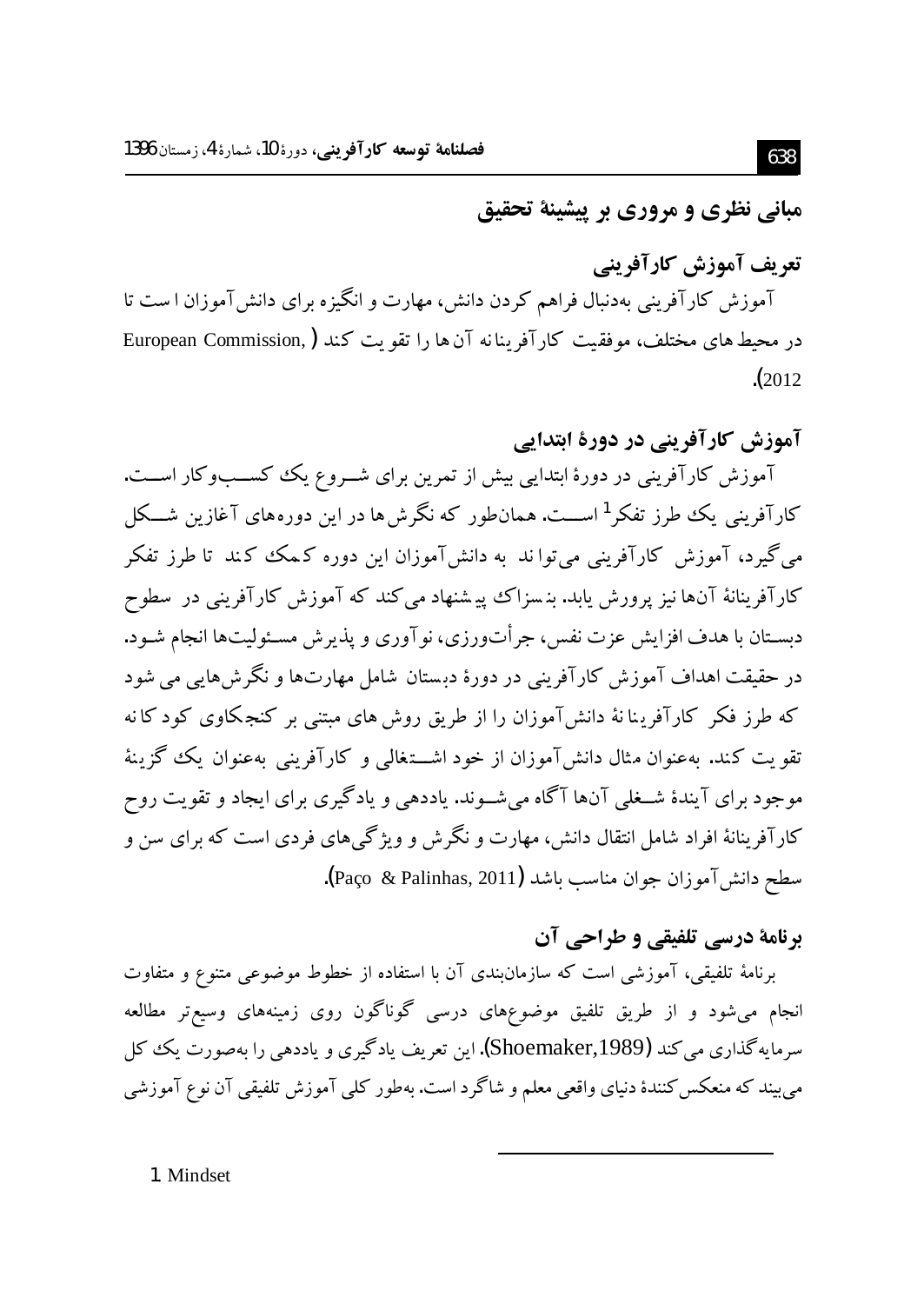## مبانی نظری و مروری بر پیشینهٔ تحقیق

### تعریف آموزش کارآفرینی

آموزش کارآفرینی به‌دنبال فراهم کردن دانش، مهارت و انگیزه برای دانش‌آموزان است تا در محیط‌های مختلف، موفقیت کارآفرینانه آن‌ها را تقویت کند (European Commission, 2012).

### آموزش کارآفرینی در دورهٔ ابتدایی

آموزش کارآفرینی در دورهٔ ابتدایی بیش از تمرین برای شروع یک کسب‌وکار است. کارآفرینی یک طرز تفکر[1] است. همان‌طور که نگرش‌ها در این دوره‌های آغازین شکل می‌گیرد، آموزش کارآفرینی می‌تواند به دانش‌آموزان این دوره کمک کند تا طرز تفکر کارآفرینانهٔ آن‌ها نیز پرورش یابد. بنسزاک پیشنهاد می‌کند که آموزش کارآفرینی در سطوح دبستان با هدف افزایش عزت نفس، جرأت‌ورزی، نوآوری و پذیرش مسئولیت‌ها انجام شود. در حقیقت اهداف آموزش کارآفرینی در دورهٔ دبستان شامل مهارت‌ها و نگرش‌هایی می‌شود که طرز فکر کارآفرینانهٔ دانش‌آموزان را از طریق روش‌های مبتنی بر کنجکاوی کودکانه تقویت کند. به‌عنوان مثال دانش‌آموزان از خود اشتغالی و کارآفرینی به‌عنوان یک گزینهٔ موجود برای آیندهٔ شغلی آن‌ها آگاه می‌شوند. یاددهی و یادگیری برای ایجاد و تقویت روح کارآفرینانهٔ افراد شامل انتقال دانش، مهارت و نگرش و ویژگی‌های فردی است که برای سن و سطح دانش‌آموزان جوان مناسب باشد (Paço & Palinhas, 2011).

### برنامهٔ درسی تلفیقی و طراحی آن

برنامهٔ تلفیقی، آموزشی است که سازمان‌بندی آن با استفاده از خطوط موضوعی متنوع و متفاوت انجام می‌شود و از طریق تلفیق موضوع‌های درسی گوناگون روی زمینه‌های وسیع‌تر مطالعه سرمایه‌گذاری می‌کند (Shoemaker,1989). این تعریف یادگیری و یاددهی را به‌صورت یک کل می‌بیند که منعکس‌کنندهٔ دنیای واقعی معلم و شاگرد است. به‌طور کلی آموزش تلفیقی آن نوع آموزشی

---

1. Mindset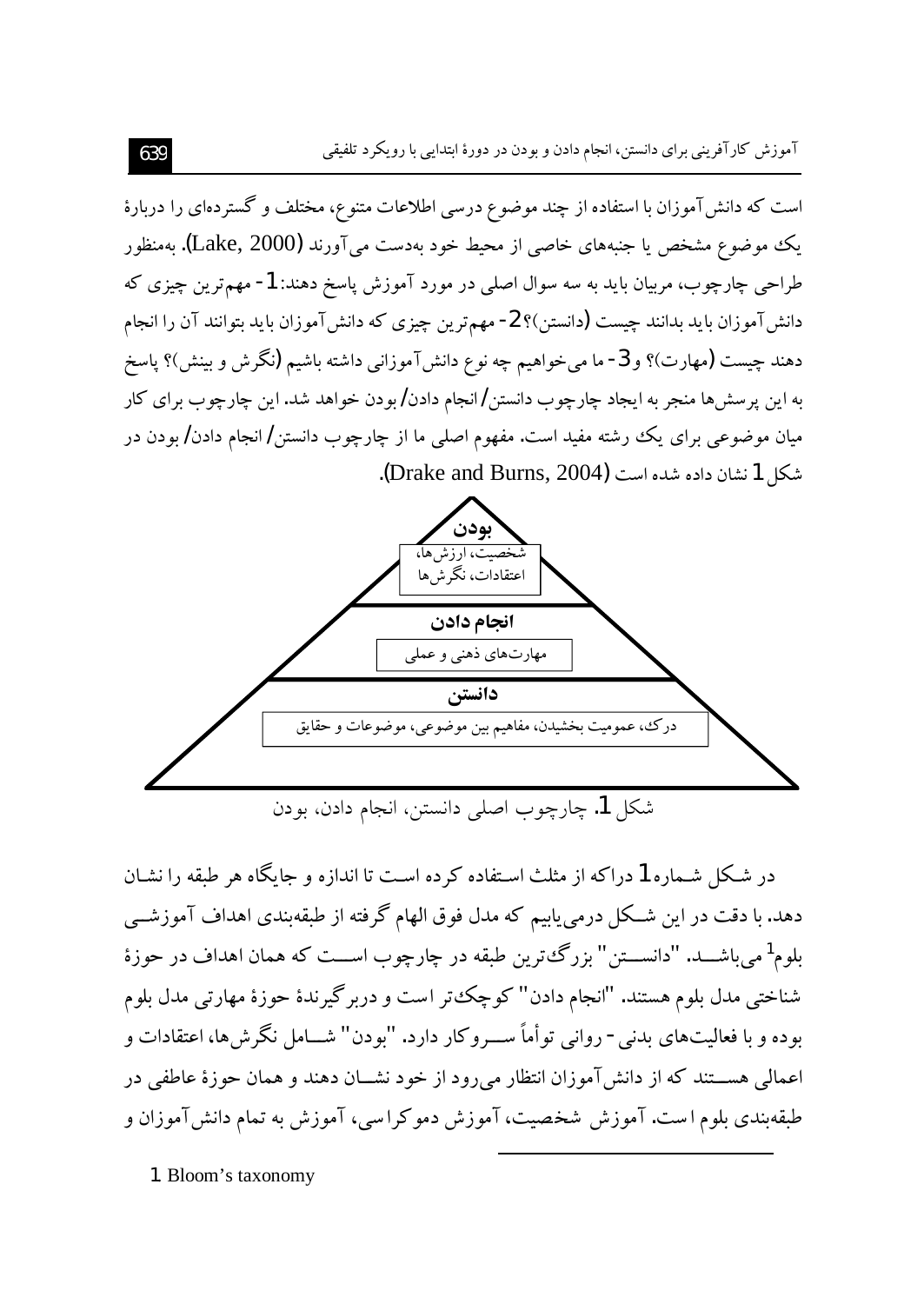است که دانش‌آموزان با استفاده از چند موضوع درسی اطلاعات متنوع، مختلف و گسترده‌ای را دربارهٔ یک موضوع مشخص یا جنبه‌های خاصی از محیط خود به‌دست می‌آورند (Lake, 2000). به‌منظور طراحی چارچوب، مربیان باید به سه سوال اصلی در مورد آموزش پاسخ دهند: 1- مهم‌ترین چیزی که دانش‌آموزان باید بدانند چیست (دانستن)؟ 2- مهم‌ترین چیزی که دانش‌آموزان باید بتوانند آن را انجام دهند چیست (مهارت)؟ و 3- ما می‌خواهیم چه نوع دانش‌آموزانی داشته باشیم (نگرش و بینش)؟ پاسخ به این پرسش‌ها منجر به ایجاد چارچوب دانستن/انجام دادن/بودن خواهد شد. این چارچوب برای کار میان موضوعی برای یک رشته مفید است. مفهوم اصلی ما از چارچوب دانستن/انجام دادن/بودن در شکل 1 نشان داده شده است (Drake and Burns, 2004).

**بودن**
شخصیت، ارزش‌ها، اعتقادات، نگرش‌ها

**انجام دادن**
مهارت‌های ذهنی و عملی

**دانستن**
درک، عمومیت بخشیدن، مفاهیم بین موضوعی، موضوعات و حقایق

شکل 1. چارچوب اصلی دانستن، انجام دادن، بودن

در شکل شماره 1 دراکه از مثلث استفاده کرده است تا اندازه و جایگاه هر طبقه را نشان دهد. با دقت در این شکل درمی‌یابیم که مدل فوق الهام گرفته از طبقه‌بندی اهداف آموزشی بلوم[1] می‌باشد. "دانستن" بزرگ‌ترین طبقه در چارچوب است که همان اهداف در حوزهٔ شناختی مدل بلوم هستند. "انجام دادن" کوچک‌تر است و دربرگیرندهٔ حوزهٔ مهارتی مدل بلوم بوده و با فعالیت‌های بدنی - روانی توأماً سروکار دارد. "بودن" شامل نگرش‌ها، اعتقادات و اعمالی هستند که از دانش‌آموزان انتظار می‌رود از خود نشان دهند و همان حوزهٔ عاطفی در طبقه‌بندی بلوم است. آموزش شخصیت، آموزش دموکراسی، آموزش به تمام دانش‌آموزان و

---

1 Bloom's taxonomy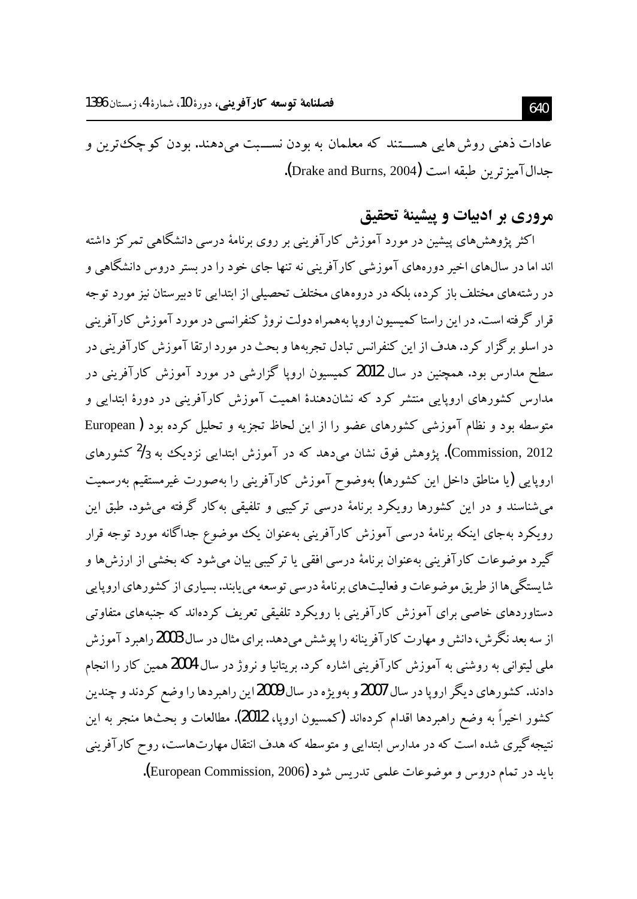عادات ذهنی روش‌هایی هستند که معلمان به بودن نسبت می‌دهند. بودن کوچک‌ترین و جدال‌آمیزترین طبقه است (Drake and Burns, 2004).

## مروری بر ادبیات و پیشینهٔ تحقیق

اکثر پژوهش‌های پیشین در مورد آموزش کارآفرینی بر روی برنامهٔ درسی دانشگاهی تمرکز داشته اند اما در سال‌های اخیر دوره‌های آموزشی کارآفرینی نه تنها جای خود را در بستر دروس دانشگاهی و در رشته‌های مختلف باز کرده، بلکه در دروه‌های مختلف تحصیلی از ابتدایی تا دبیرستان نیز مورد توجه قرار گرفته است. در این راستا کمیسیون اروپا به‌همراه دولت نروژ کنفرانسی در مورد آموزش کارآفرینی در اسلو برگزار کرد. هدف از این کنفرانس تبادل تجربه‌ها و بحث در مورد ارتقا آموزش کارآفرینی در سطح مدارس بود. همچنین در سال 2012 کمیسیون اروپا گزارشی در مورد آموزش کارآفرینی در مدارس کشورهای اروپایی منتشر کرد که نشان‌دهندهٔ اهمیت آموزش کارآفرینی در دورهٔ ابتدایی و متوسطه بود و نظام آموزشی کشورهای عضو را از این لحاظ تجزیه و تحلیل کرده بود (European Commission, 2012). پژوهش فوق نشان می‌دهد که در آموزش ابتدایی نزدیک به 2/3 کشورهای اروپایی (یا مناطق داخل این کشورها) به‌وضوح آموزش کارآفرینی را به‌صورت غیرمستقیم به‌رسمیت می‌شناسند و در این کشورها رویکرد برنامهٔ درسی ترکیبی و تلفیقی به‌کار گرفته می‌شود. طبق این رویکرد به‌جای اینکه برنامهٔ درسی آموزش کارآفرینی به‌عنوان یک موضوع جداگانه مورد توجه قرار گیرد موضوعات کارآفرینی به‌عنوان برنامهٔ درسی افقی یا ترکیبی بیان می‌شود که بخشی از ارزش‌ها و شایستگی‌ها از طریق موضوعات و فعالیت‌های برنامهٔ درسی توسعه می‌یابند. بسیاری از کشورهای اروپایی دستاوردهای خاصی برای آموزش کارآفرینی با رویکرد تلفیقی تعریف کرده‌اند که جنبه‌های متفاوتی از سه بعد نگرش، دانش و مهارت کارآفرینانه را پوشش می‌دهد. برای مثال در سال 2003 راهبرد آموزش ملی لیتوانی به روشنی به آموزش کارآفرینی اشاره کرد. بریتانیا و نروژ در سال 2004 همین کار را انجام دادند. کشورهای دیگر اروپا در سال 2007 و به‌ویژه در سال 2009 این راهبردها را وضع کردند و چندین کشور اخیراً به وضع راهبردها اقدام کرده‌اند (کمسیون اروپا، 2012). مطالعات و بحث‌ها منجر به این نتیجه‌گیری شده است که در مدارس ابتدایی و متوسطه که هدف انتقال مهارت‌هاست، روح کارآفرینی باید در تمام دروس و موضوعات علمی تدریس شود (European Commission, 2006).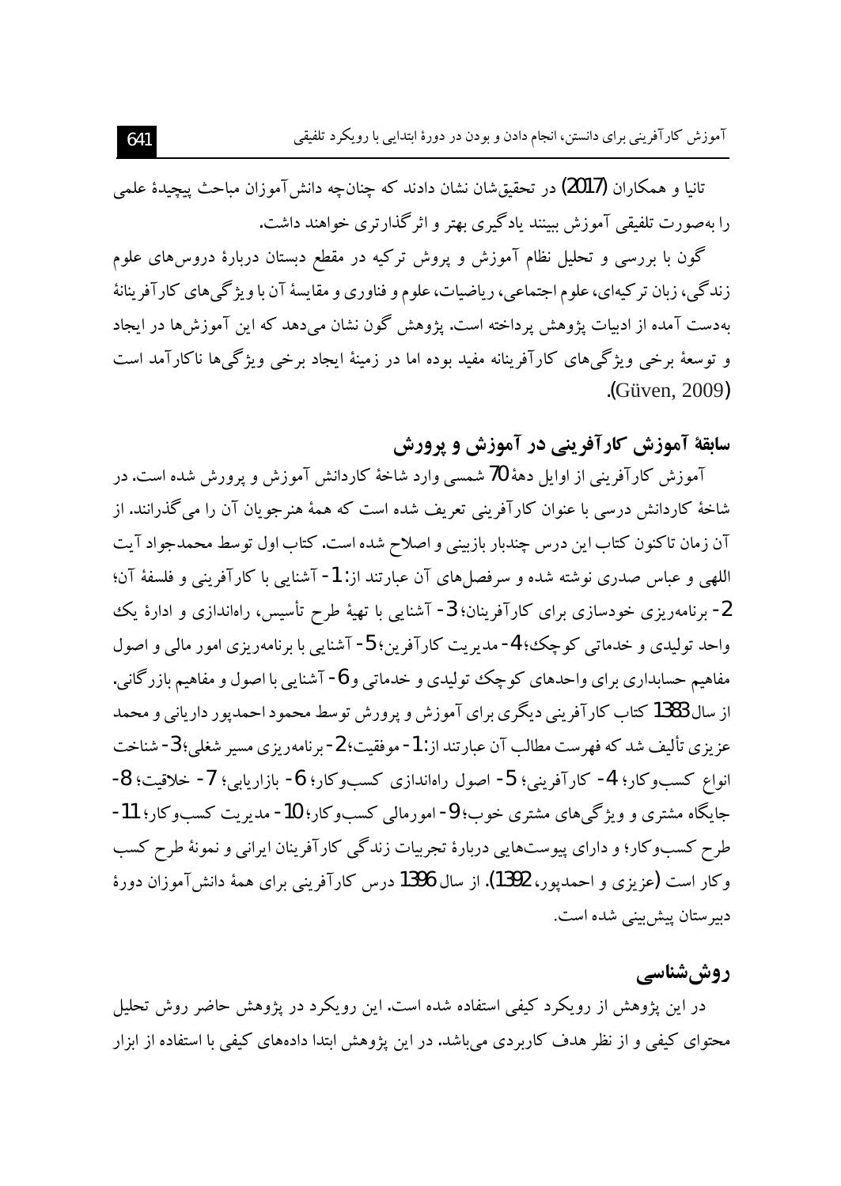تانیا و همکاران (2017) در تحقیق‌شان نشان دادند که چنان‌چه دانش‌آموزان مباحث پیچیدهٔ علمی را به‌صورت تلفیقی آموزش ببینند یادگیری بهتر و اثرگذارتری خواهند داشت.

گون با بررسی و تحلیل نظام آموزش و پروش ترکیه در مقطع دبستان دربارهٔ دروس‌های علوم زندگی، زبان ترکیه‌ای، علوم اجتماعی، ریاضیات، علوم و فناوری و مقایسهٔ آن با ویژگی‌های کارآفرینانهٔ به‌دست آمده از ادبیات پژوهش پرداخته است. پژوهش گون نشان می‌دهد که این آموزش‌ها در ایجاد و توسعهٔ برخی ویژگی‌های کارآفرینانه مفید بوده اما در زمینهٔ ایجاد برخی ویژگی‌ها ناکارآمد است (Güven, 2009).

## سابقهٔ آموزش کارآفرینی در آموزش و پرورش

آموزش کارآفرینی از اوایل دههٔ 70 شمسی وارد شاخهٔ کاردانش آموزش و پرورش شده است. در شاخهٔ کاردانش درسی با عنوان کارآفرینی تعریف شده است که همهٔ هنرجویان آن را می‌گذرانند. از آن زمان تاکنون کتاب این درس چندبار بازبینی و اصلاح شده است. کتاب اول توسط محمدجواد آیت اللهی و عباس صدری نوشته شده و سرفصل‌های آن عبارتند از: 1- آشنایی با کارآفرینی و فلسفهٔ آن؛ 2- برنامه‌ریزی خودسازی برای کارآفرینان؛ 3- آشنایی با تهیهٔ طرح تأسیس، راه‌اندازی و ادارهٔ یک واحد تولیدی و خدماتی کوچک؛ 4- مدیریت کارآفرین؛ 5- آشنایی با برنامه‌ریزی امور مالی و اصول مفاهیم حسابداری برای واحدهای کوچک تولیدی و خدماتی و 6- آشنایی با اصول و مفاهیم بازرگانی. از سال 1383 کتاب کارآفرینی دیگری برای آموزش و پرورش توسط محمود احمدپور داریانی و محمد عزیزی تألیف شد که فهرست مطالب آن عبارتند از: 1- موفقیت؛ 2- برنامه‌ریزی مسیر شغلی؛ 3- شناخت انواع کسب‌وکار؛ 4- کارآفرینی؛ 5- اصول راه‌اندازی کسب‌وکار؛ 6- بازاریابی؛ 7- خلاقیت؛ 8- جایگاه مشتری و ویژگی‌های مشتری خوب؛ 9- امورمالی کسب‌وکار؛ 10- مدیریت کسب‌وکار؛ 11- طرح کسب‌وکار؛ و دارای پیوست‌هایی دربارهٔ تجربیات زندگی کارآفرینان ایرانی و نمونهٔ طرح کسب وکار است (عزیزی و احمدپور، 1392). از سال 1396 درس کارآفرینی برای همهٔ دانش‌آموزان دورهٔ دبیرستان پیش‌بینی شده است.

## روش‌شناسی

در این پژوهش از رویکرد کیفی استفاده شده است. این رویکرد در پژوهش حاضر روش تحلیل محتوای کیفی و از نظر هدف کاربردی می‌باشد. در این پژوهش ابتدا داده‌های کیفی با استفاده از ابزار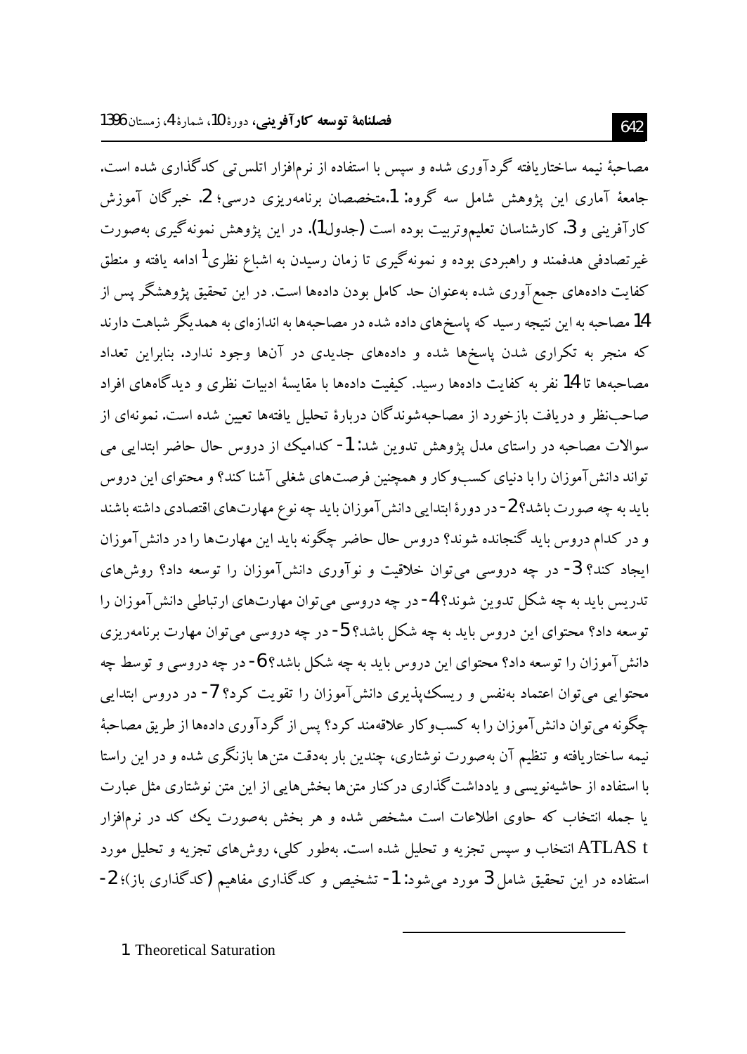مصاحبهٔ نیمه ساختاریافته گردآوری شده و سپس با استفاده از نرم‌افزار اتلس‌تی کدگذاری شده است. جامعهٔ آماری این پژوهش شامل سه گروه: 1.متخصصان برنامه‌ریزی درسی؛ 2. خبرگان آموزش کارآفرینی و 3. کارشناسان تعلیم‌وتربیت بوده است (جدول1). در این پژوهش نمونه‌گیری به‌صورت غیرتصادفی هدفمند و راهبردی بوده و نمونه‌گیری تا زمان رسیدن به اشباع نظری[1] ادامه یافته و منطق کفایت داده‌های جمع‌آوری شده به‌عنوان حد کامل بودن داده‌ها است. در این تحقیق پژوهشگر پس از 14 مصاحبه به این نتیجه رسید که پاسخ‌های داده شده در مصاحبه‌ها به اندازه‌ای به همدیگر شباهت دارند که منجر به تکراری شدن پاسخ‌ها شده و داده‌های جدیدی در آن‌ها وجود ندارد. بنابراین تعداد مصاحبه‌ها تا 14 نفر به کفایت داده‌ها رسید. کیفیت داده‌ها با مقایسهٔ ادبیات نظری و دیدگاه‌های افراد صاحب‌نظر و دریافت بازخورد از مصاحبه‌شوندگان دربارهٔ تحلیل یافته‌ها تعیین شده است. نمونه‌ای از سوالات مصاحبه در راستای مدل پژوهش تدوین شد: 1- کدامیک از دروس حال حاضر ابتدایی می تواند دانش‌آموزان را با دنیای کسب‌وکار و همچنین فرصت‌های شغلی آشنا کند؟ و محتوای این دروس باید به چه صورت باشد؟ 2- در دورهٔ ابتدایی دانش‌آموزان باید چه نوع مهارت‌های اقتصادی داشته باشند و در کدام دروس باید گنجانده شوند؟ دروس حال حاضر چگونه باید این مهارت‌ها را در دانش‌آموزان ایجاد کند؟ 3- در چه دروسی می‌توان خلاقیت و نوآوری دانش‌آموزان را توسعه داد؟ روش‌های تدریس باید به چه شکل تدوین شوند؟ 4- در چه دروسی می‌توان مهارت‌های ارتباطی دانش‌آموزان را توسعه داد؟ محتوای این دروس باید به چه شکل باشد؟ 5- در چه دروسی می‌توان مهارت برنامه‌ریزی دانش‌آموزان را توسعه داد؟ محتوای این دروس باید به چه شکل باشد؟ 6- در چه دروسی و توسط چه محتوایی می‌توان اعتماد به‌نفس و ریسک‌پذیری دانش‌آموزان را تقویت کرد؟ 7- در دروس ابتدایی چگونه می‌توان دانش‌آموزان را به کسب‌وکار علاقه‌مند کرد؟ پس از گردآوری داده‌ها از طریق مصاحبهٔ نیمه ساختاریافته و تنظیم آن به‌صورت نوشتاری، چندین بار به‌دقت متن‌ها بازنگری شده و در این راستا با استفاده از حاشیه‌نویسی و یادداشت‌گذاری در کنار متن‌ها بخش‌هایی از این متن نوشتاری مثل عبارت یا جمله انتخاب که حاوی اطلاعات است مشخص شده و هر بخش به‌صورت یک کد در نرم‌افزار ATLAS t انتخاب و سپس تجزیه و تحلیل شده است. به‌طور کلی، روش‌های تجزیه و تحلیل مورد استفاده در این تحقیق شامل 3 مورد می‌شود: 1- تشخیص و کدگذاری مفاهیم (کدگذاری باز)؛ 2-

---

1. Theoretical Saturation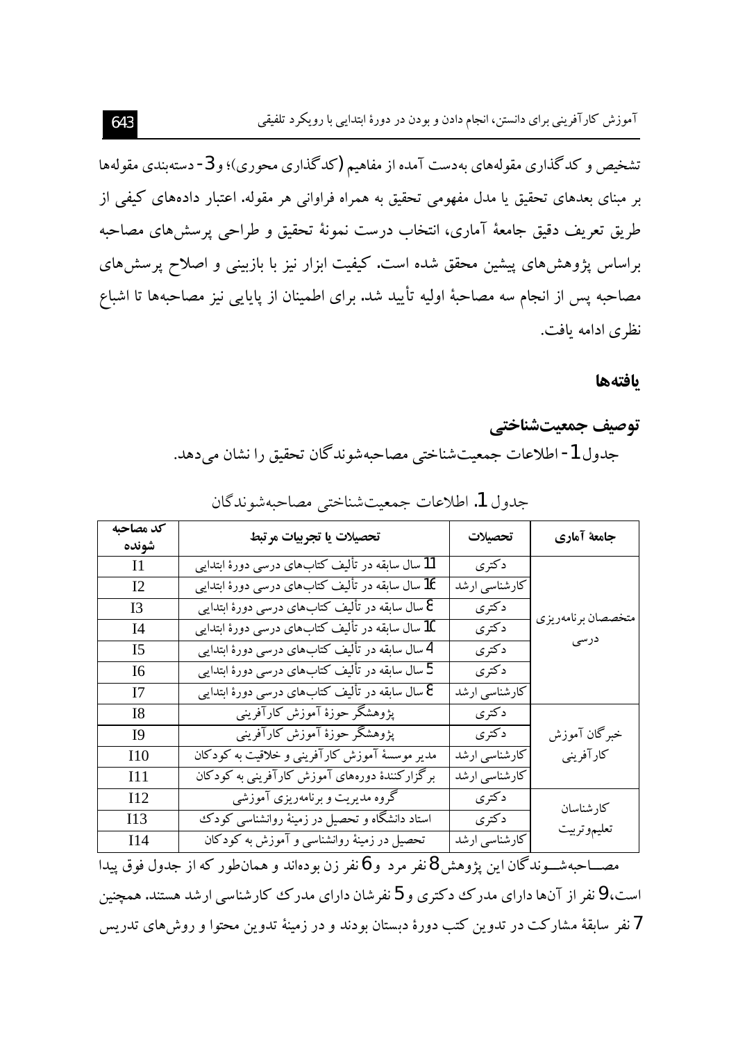تشخیص و کدگذاری مقوله‌های به‌دست آمده از مفاهیم (کدگذاری محوری)؛ و 3- دسته‌بندی مقوله‌ها بر مبنای بعدهای تحقیق یا مدل مفهومی تحقیق به همراه فراوانی هر مقوله. اعتبار داده‌های کیفی از طریق تعریف دقیق جامعهٔ آماری، انتخاب درست نمونهٔ تحقیق و طراحی پرسش‌های مصاحبه براساس پژوهش‌های پیشین محقق شده است. کیفیت ابزار نیز با بازبینی و اصلاح پرسش‌های مصاحبه پس از انجام سه مصاحبهٔ اولیه تأیید شد. برای اطمینان از پایایی نیز مصاحبه‌ها تا اشباع نظری ادامه یافت.

## یافته‌ها

### توصیف جمعیت‌شناختی

جدول 1- اطلاعات جمعیت‌شناختی مصاحبه‌شوندگان تحقیق را نشان می‌دهد.

جدول 1. اطلاعات جمعیت‌شناختی مصاحبه‌شوندگان

| جامعهٔ آماری | تحصیلات | تحصیلات یا تجربیات مرتبط | کد مصاحبه شونده |
|---|---|---|---|
| متخصصان برنامه‌ریزی درسی | دکتری | 11 سال سابقه در تألیف کتاب‌های درسی دورهٔ ابتدایی | I1 |
| | کارشناسی ارشد | 16 سال سابقه در تألیف کتاب‌های درسی دورهٔ ابتدایی | I2 |
| | دکتری | 8 سال سابقه در تألیف کتاب‌های درسی دورهٔ ابتدایی | I3 |
| | دکتری | 10 سال سابقه در تألیف کتاب‌های درسی دورهٔ ابتدایی | I4 |
| | دکتری | 4 سال سابقه در تألیف کتاب‌های درسی دورهٔ ابتدایی | I5 |
| | دکتری | 5 سال سابقه در تألیف کتاب‌های درسی دورهٔ ابتدایی | I6 |
| | کارشناسی ارشد | 8 سال سابقه در تألیف کتاب‌های درسی دورهٔ ابتدایی | I7 |
| خبرگان آموزش کارآفرینی | دکتری | پژوهشگر حوزهٔ آموزش کارآفرینی | I8 |
| | دکتری | پژوهشگر حوزهٔ آموزش کارآفرینی | I9 |
| | کارشناسی ارشد | مدیر موسسهٔ آموزش کارآفرینی و خلاقیت به کودکان | I10 |
| | کارشناسی ارشد | برگزارکنندهٔ دوره‌های آموزش کارآفرینی به کودکان | I11 |
| کارشناسان تعلیم‌وتربیت | دکتری | گروه مدیریت و برنامه‌ریزی آموزشی | I12 |
| | دکتری | استاد دانشگاه و تحصیل در زمینهٔ روانشناسی کودک | I13 |
| | کارشناسی ارشد | تحصیل در زمینهٔ روانشناسی و آموزش به کودکان | I14 |

مصاحبه‌شوندگان این پژوهش 8 نفر مرد و 6 نفر زن بوده‌اند و همان‌طور که از جدول فوق پیدا است، 9 نفر از آن‌ها دارای مدرک دکتری و 5 نفرشان دارای مدرک کارشناسی ارشد هستند. همچنین 7 نفر سابقهٔ مشارکت در تدوین کتب دورهٔ دبستان بودند و در زمینهٔ تدوین محتوا و روش‌های تدریس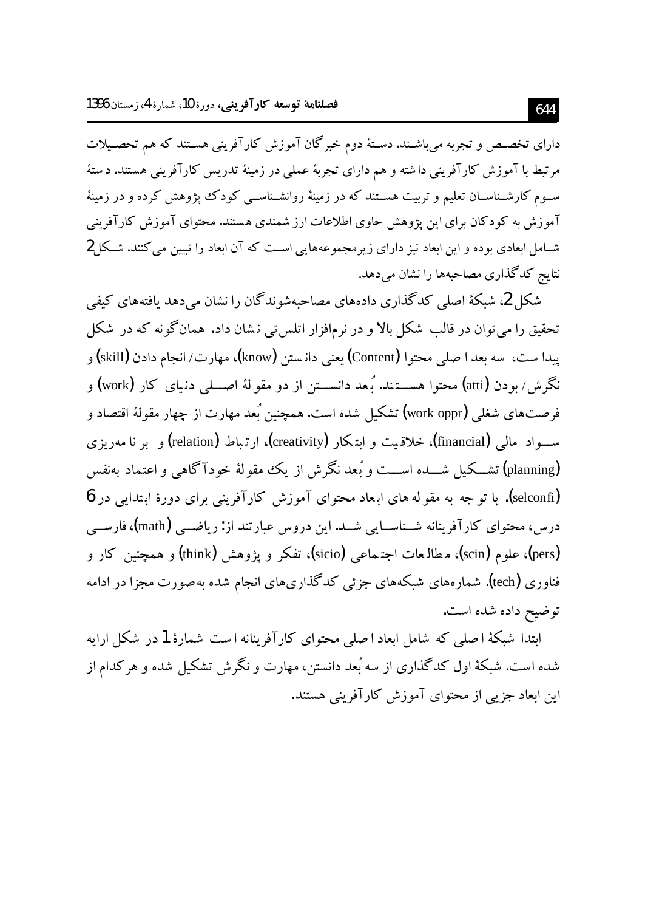دارای تخصص و تجربه می‌باشند. دستهٔ دوم خبرگان آموزش کارآفرینی هستند که هم تحصیلات مرتبط با آموزش کارآفرینی داشته و هم دارای تجربهٔ عملی در زمینهٔ تدریس کارآفرینی هستند. دستهٔ سوم کارشناسان تعلیم و تربیت هستند که در زمینهٔ روانشناسی کودک پژوهش کرده و در زمینهٔ آموزش به کودکان برای این پژوهش حاوی اطلاعات ارزشمندی هستند. محتوای آموزش کارآفرینی شامل ابعادی بوده و این ابعاد نیز دارای زیرمجموعه‌هایی است که آن ابعاد را تبیین می‌کنند. شکل 2 نتایج کدگذاری مصاحبه‌ها را نشان می‌دهد.

شکل 2، شبکهٔ اصلی کدگذاری داده‌های مصاحبه‌شوندگان را نشان می‌دهد یافته‌های کیفی تحقیق را می‌توان در قالب شکل بالا و در نرم‌افزار اتلس‌تی نشان داد. همان‌گونه که در شکل پیدا ست، سه بعد اصلی محتوا (Content) یعنی دانستن (know)، مهارت/ انجام دادن (skill) و نگرش/ بودن (atti) محتوا هستند. بُعد دانستن از دو مقولهٔ اصلی دنیای کار (work) و فرصت‌های شغلی (work oppr) تشکیل شده است. همچنین بُعد مهارت از چهار مقولهٔ اقتصاد و سواد مالی (financial)، خلاقیت و ابتکار (creativity)، ارتباط (relation) و برنامه‌ریزی (planning) تشکیل شده است و بُعد نگرش از یک مقولهٔ خودآگاهی و اعتماد به‌نفس (selconfi). با توجه به مقوله های ابعاد محتوای آموزش کارآفرینی برای دورهٔ ابتدایی در 6 درس، محتوای کارآفرینانه شناسایی شد. این دروس عبارتند از: ریاضی (math)، فارسی (pers)، علوم (scin)، مطالعات اجتماعی (sicio)، تفکر و پژوهش (think) و همچنین کار و فناوری (tech). شماره‌های شبکه‌های جزئی کدگذاری‌های انجام شده به‌صورت مجزا در ادامه توضیح داده شده است.

ابتدا شبکهٔ اصلی که شامل ابعاد اصلی محتوای کارآفرینانه است شمارهٔ 1 در شکل ارایه شده است. شبکهٔ اول کدگذاری از سه بُعد دانستن، مهارت و نگرش تشکیل شده و هرکدام از این ابعاد جزیی از محتوای آموزش کارآفرینی هستند.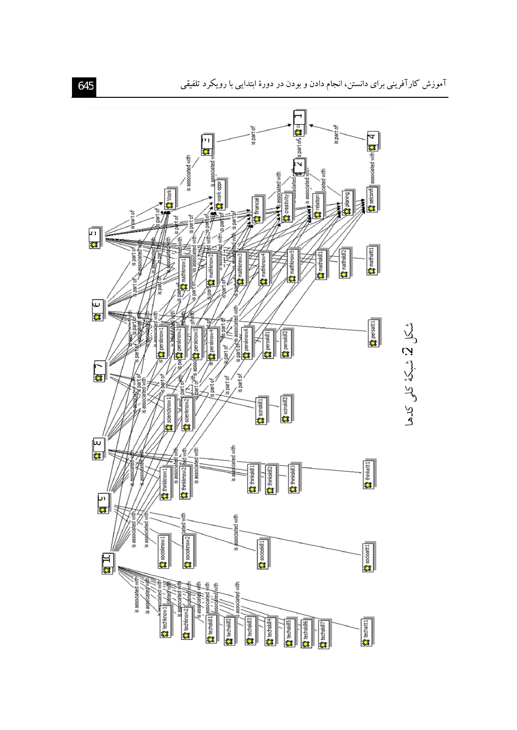شکل 2: شبکهٔ کلی کدها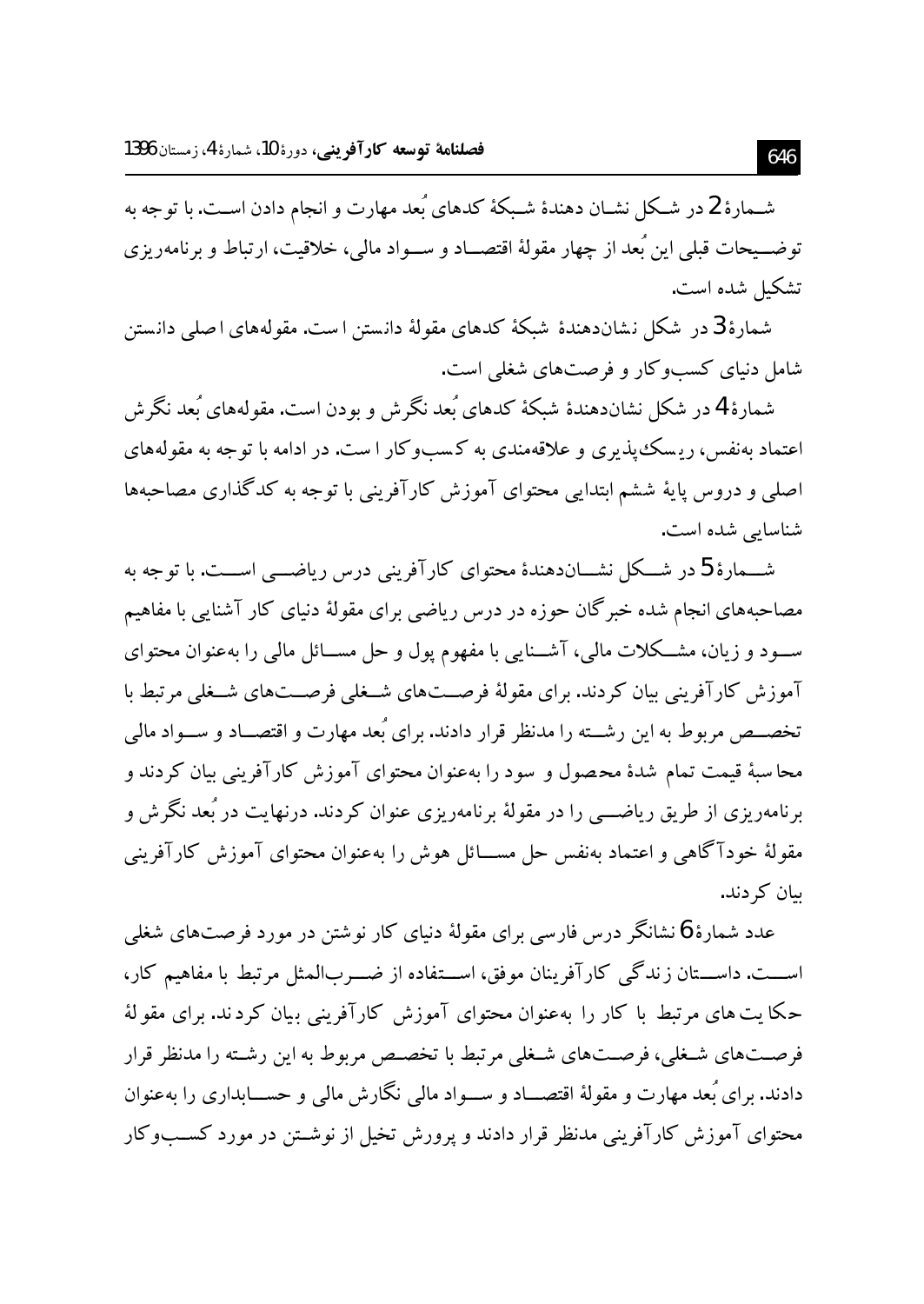شمارهٔ 2 در شکل نشان دهندهٔ شبکهٔ کدهای بُعد مهارت و انجام دادن است. با توجه به توضیحات قبلی این بُعد از چهار مقولهٔ اقتصاد و سواد مالی، خلاقیت، ارتباط و برنامه‌ریزی تشکیل شده است.

شمارهٔ 3 در شکل نشان‌دهندهٔ شبکهٔ کدهای مقولهٔ دانستن است. مقوله‌های اصلی دانستن شامل دنیای کسب‌وکار و فرصت‌های شغلی است.

شمارهٔ 4 در شکل نشان‌دهندهٔ شبکهٔ کدهای بُعد نگرش و بودن است. مقوله‌های بُعد نگرش اعتماد به‌نفس، ریسک‌پذیری و علاقه‌مندی به کسب‌وکار است. در ادامه با توجه به مقوله‌های اصلی و دروس پایهٔ ششم ابتدایی محتوای آموزش کارآفرینی با توجه به کدگذاری مصاحبه‌ها شناسایی شده است.

شمارهٔ 5 در شکل نشان‌دهندهٔ محتوای کارآفرینی درس ریاضی است. با توجه به مصاحبه‌های انجام شده خبرگان حوزه در درس ریاضی برای مقولهٔ دنیای کار آشنایی با مفاهیم سود و زیان، مشکلات مالی، آشنایی با مفهوم پول و حل مسائل مالی را به‌عنوان محتوای آموزش کارآفرینی بیان کردند. برای مقولهٔ فرصت‌های شغلی فرصت‌های شغلی مرتبط با تخصص مربوط به این رشته را مدنظر قرار دادند. برای بُعد مهارت و اقتصاد و سواد مالی محاسبهٔ قیمت تمام شدهٔ محصول و سود را به‌عنوان محتوای آموزش کارآفرینی بیان کردند و برنامه‌ریزی از طریق ریاضی را در مقولهٔ برنامه‌ریزی عنوان کردند. درنهایت در بُعد نگرش و مقولهٔ خودآگاهی و اعتماد به‌نفس حل مسائل هوش را به‌عنوان محتوای آموزش کارآفرینی بیان کردند.

عدد شمارهٔ 6 نشانگر درس فارسی برای مقولهٔ دنیای کار نوشتن در مورد فرصت‌های شغلی است. داستان زندگی کارآفرینان موفق، استفاده از ضرب‌المثل مرتبط با مفاهیم کار، حکایت‌های مرتبط با کار را به‌عنوان محتوای آموزش کارآفرینی بیان کردند. برای مقولهٔ فرصت‌های شغلی، فرصت‌های شغلی مرتبط با تخصص مربوط به این رشته را مدنظر قرار دادند. برای بُعد مهارت و مقولهٔ اقتصاد و سواد مالی نگارش مالی و حسابداری را به‌عنوان محتوای آموزش کارآفرینی مدنظر قرار دادند و پرورش تخیل از نوشتن در مورد کسب‌وکار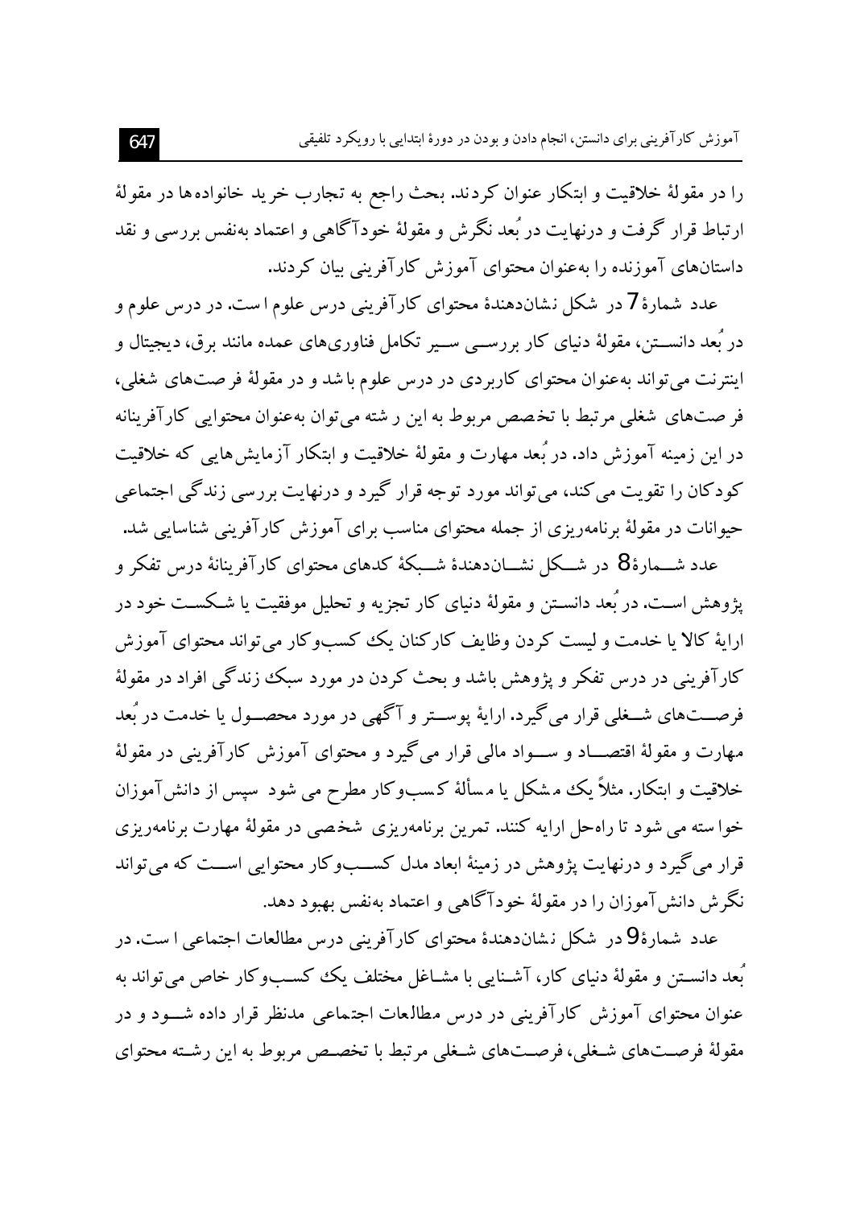را در مقولهٔ خلاقیت و ابتکار عنوان کردند. بحث راجع به تجارب خرید خانواده‌ها در مقولهٔ ارتباط قرار گرفت و درنهایت در بُعد نگرش و مقولهٔ خودآگاهی و اعتماد به‌نفس بررسی و نقد داستان‌های آموزنده را به‌عنوان محتوای آموزش کارآفرینی بیان کردند.

عدد شمارهٔ 7 در شکل نشان‌دهندهٔ محتوای کارآفرینی درس علوم است. در درس علوم و در بُعد دانستن، مقولهٔ دنیای کار بررسی سیر تکامل فناوری‌های عمده مانند برق، دیجیتال و اینترنت می‌تواند به‌عنوان محتوای کاربردی در درس علوم باشد و در مقولهٔ فرصت‌های شغلی، فرصت‌های شغلی مرتبط با تخصص مربوط به این رشته می‌توان به‌عنوان محتوایی کارآفرینانه در این زمینه آموزش داد. در بُعد مهارت و مقولهٔ خلاقیت و ابتکار آزمایش‌هایی که خلاقیت کودکان را تقویت می‌کند، می‌تواند مورد توجه قرار گیرد و درنهایت بررسی زندگی اجتماعی حیوانات در مقولهٔ برنامه‌ریزی از جمله محتوای مناسب برای آموزش کارآفرینی شناسایی شد.

عدد شمارهٔ 8 در شکل نشان‌دهندهٔ شبکهٔ کدهای محتوای کارآفرینانهٔ درس تفکر و پژوهش است. در بُعد دانستن و مقولهٔ دنیای کار تجزیه و تحلیل موفقیت یا شکست خود در ارایهٔ کالا یا خدمت و لیست کردن وظایف کارکنان یک کسب‌وکار می‌تواند محتوای آموزش کارآفرینی در درس تفکر و پژوهش باشد و بحث کردن در مورد سبک زندگی افراد در مقولهٔ فرصت‌های شغلی قرار می‌گیرد. ارایهٔ پوستر و آگهی در مورد محصول یا خدمت در بُعد مهارت و مقولهٔ اقتصاد و سواد مالی قرار می‌گیرد و محتوای آموزش کارآفرینی در مقولهٔ خلاقیت و ابتکار. مثلاً یک مشکل یا مسألهٔ کسب‌وکار مطرح می شود سپس از دانش‌آموزان خواسته می شود تا راه‌حل ارایه کنند. تمرین برنامه‌ریزی شخصی در مقولهٔ مهارت برنامه‌ریزی قرار می‌گیرد و درنهایت پژوهش در زمینهٔ ابعاد مدل کسب‌وکار محتوایی است که می‌تواند نگرش دانش‌آموزان را در مقولهٔ خودآگاهی و اعتماد به‌نفس بهبود دهد.

عدد شمارهٔ 9 در شکل نشان‌دهندهٔ محتوای کارآفرینی درس مطالعات اجتماعی است. در بُعد دانستن و مقولهٔ دنیای کار، آشنایی با مشاغل مختلف یک کسب‌وکار خاص می‌تواند به عنوان محتوای آموزش کارآفرینی در درس مطالعات اجتماعی مدنظر قرار داده شود و در مقولهٔ فرصت‌های شغلی، فرصت‌های شغلی مرتبط با تخصص مربوط به این رشته محتوای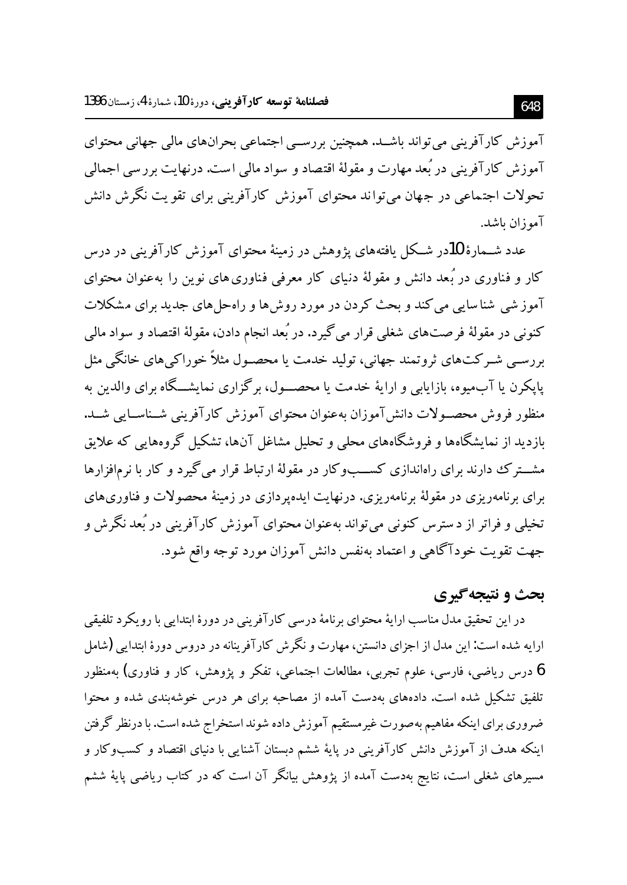آموزش کارآفرینی می‌تواند باشد. همچنین بررسی اجتماعی بحران‌های مالی جهانی محتوای آموزش کارآفرینی در بُعد مهارت و مقولهٔ اقتصاد و سواد مالی است. درنهایت بررسی اجمالی تحولات اجتماعی در جهان می‌تواند محتوای آموزش کارآفرینی برای تقویت نگرش دانش آموزان باشد.

عدد شمارهٔ 10در شکل یافته‌های پژوهش در زمینهٔ محتوای آموزش کارآفرینی در درس کار و فناوری در بُعد دانش و مقولهٔ دنیای کار معرفی فناوری‌های نوین را به‌عنوان محتوای آموزشی شناسایی می‌کند و بحث کردن در مورد روش‌ها و راه‌حل‌های جدید برای مشکلات کنونی در مقولهٔ فرصت‌های شغلی قرار می‌گیرد. در بُعد انجام دادن، مقولهٔ اقتصاد و سواد مالی بررسی شرکت‌های ثروتمند جهانی، تولید خدمت یا محصول مثلاً خوراکی‌های خانگی مثل پاپکرن یا آب‌میوه، بازاریابی و ارایهٔ خدمت یا محصول، برگزاری نمایشگاه برای والدین به منظور فروش محصولات دانش‌آموزان به‌عنوان محتوای آموزش کارآفرینی شناسایی شد. بازدید از نمایشگاه‌ها و فروشگاه‌های محلی و تحلیل مشاغل آن‌ها، تشکیل گروه‌هایی که علایق مشترک دارند برای راه‌اندازی کسب‌وکار در مقولهٔ ارتباط قرار می‌گیرد و کار با نرم‌افزارها برای برنامه‌ریزی در مقولهٔ برنامه‌ریزی. درنهایت ایده‌پردازی در زمینهٔ محصولات و فناوری‌های تخیلی و فراتر از دسترس کنونی می‌تواند به‌عنوان محتوای آموزش کارآفرینی در بُعد نگرش و جهت تقویت خودآگاهی و اعتماد به‌نفس دانش آموزان مورد توجه واقع شود.

## بحث و نتیجه‌گیری

در این تحقیق مدل مناسب ارایهٔ محتوای برنامهٔ درسی کارآفرینی در دورهٔ ابتدایی با رویکرد تلفیقی ارایه شده است: این مدل از اجزای دانستن، مهارت و نگرش کارآفرینانه در دروس دورهٔ ابتدایی (شامل 6 درس ریاضی، فارسی، علوم تجربی، مطالعات اجتماعی، تفکر و پژوهش، کار و فناوری) به‌منظور تلفیق تشکیل شده است. داده‌های به‌دست آمده از مصاحبه برای هر درس خوشه‌بندی شده و محتوا ضروری برای اینکه مفاهیم به‌صورت غیرمستقیم آموزش داده شوند استخراج شده است. با درنظر گرفتن اینکه هدف از آموزش دانش کارآفرینی در پایهٔ ششم دبستان آشنایی با دنیای اقتصاد و کسب‌وکار و مسیرهای شغلی است، نتایج به‌دست آمده از پژوهش بیانگر آن است که در کتاب ریاضی پایهٔ ششم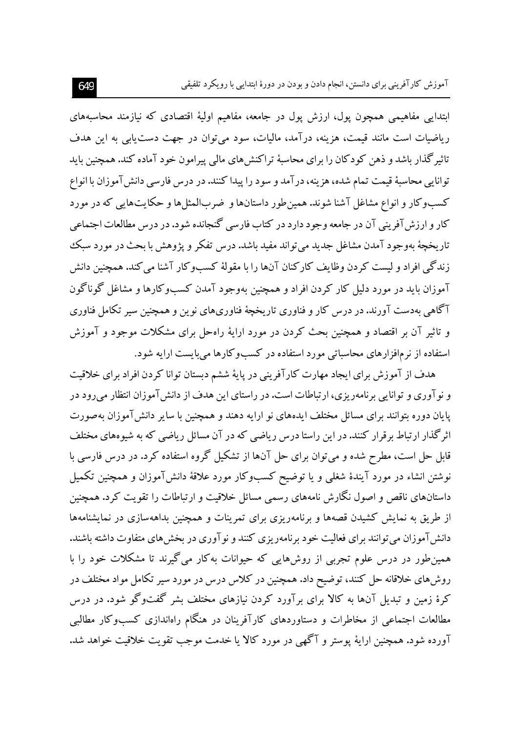ابتدایی مفاهیمی همچون پول، ارزش پول در جامعه، مفاهیم اولیهٔ اقتصادی که نیازمند محاسبه‌های ریاضیات است مانند قیمت، هزینه، درآمد، مالیات، سود می‌توان در جهت دست‌یابی به این هدف تاثیرگذار باشد و ذهن کودکان را برای محاسبهٔ تراکنش‌های مالی پیرامون خود آماده کند. همچنین باید توانایی محاسبهٔ قیمت تمام شده، هزینه، درآمد و سود را پیدا کنند. در درس فارسی دانش‌آموزان با انواع کسب‌وکار و انواع مشاغل آشنا شوند. همین‌طور داستان‌ها و ضرب‌المثل‌ها و حکایت‌هایی که در مورد کار و ارزش‌آفرینی آن در جامعه وجود دارد در کتاب فارسی گنجانده شود. در درس مطالعات اجتماعی تاریخچهٔ به‌وجود آمدن مشاغل جدید می‌تواند مفید باشد. درس تفکر و پژوهش با بحث در مورد سبک زندگی افراد و لیست کردن وظایف کارکنان آن‌ها را با مقولهٔ کسب‌وکار آشنا می‌کند. همچنین دانش آموزان باید در مورد دلیل کار کردن افراد و همچنین به‌وجود آمدن کسب‌وکارها و مشاغل گوناگون آگاهی به‌دست آورند. در درس کار و فناوری تاریخچهٔ فناوری‌های نوین و همچنین سیر تکامل فناوری و تاثیر آن بر اقتصاد و همچنین بحث کردن در مورد ارایهٔ راه‌حل برای مشکلات موجود و آموزش استفاده از نرم‌افزارهای محاسباتی مورد استفاده در کسب‌وکارها می‌بایست ارایه شود.

هدف از آموزش برای ایجاد مهارت کارآفرینی در پایهٔ ششم دبستان توانا کردن افراد برای خلاقیت و نوآوری و توانایی برنامه‌ریزی، ارتباطات است. در راستای این هدف از دانش‌آموزان انتظار می‌رود در پایان دوره بتوانند برای مسائل مختلف ایده‌های نو ارایه دهند و همچنین با سایر دانش‌آموزان به‌صورت اثرگذار ارتباط برقرار کنند. در این راستا درس ریاضی که در آن مسائل ریاضی که به شیوه‌های مختلف قابل حل است، مطرح شده و می‌توان برای حل آن‌ها از تشکیل گروه استفاده کرد. در درس فارسی با نوشتن انشاء در مورد آیندهٔ شغلی و یا توضیح کسب‌وکار مورد علاقهٔ دانش‌آموزان و همچنین تکمیل داستان‌های ناقص و اصول نگارش نامه‌های رسمی مسائل خلاقیت و ارتباطات را تقویت کرد. همچنین از طریق به نمایش کشیدن قصه‌ها و برنامه‌ریزی برای تمرینات و همچنین بداهه‌سازی در نمایشنامه‌ها دانش‌آموزان می‌توانند برای فعالیت خود برنامه‌ریزی کنند و نوآوری در بخش‌های متفاوت داشته باشند. همین‌طور در درس علوم تجربی از روش‌هایی که حیوانات به‌کار می‌گیرند تا مشکلات خود را با روش‌های خلاقانه حل کنند، توضیح داد. همچنین در کلاس درس در مورد سیر تکامل مواد مختلف در کرهٔ زمین و تبدیل آن‌ها به کالا برای برآورد کردن نیازهای مختلف بشر گفت‌وگو شود. در درس مطالعات اجتماعی از مخاطرات و دستاوردهای کارآفرینان در هنگام راه‌اندازی کسب‌وکار مطالبی آورده شود. همچنین ارایهٔ پوستر و آگهی در مورد کالا یا خدمت موجب تقویت خلاقیت خواهد شد.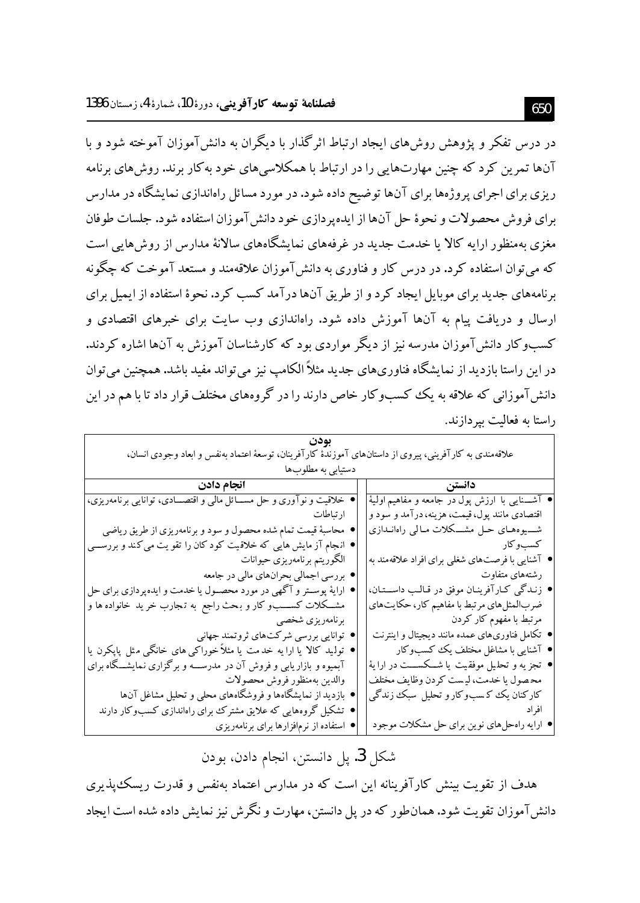در درس تفکر و پژوهش روش‌های ایجاد ارتباط اثرگذار با دیگران به دانش‌آموزان آموخته شود و با آن‌ها تمرین کرد که چنین مهارت‌هایی را در ارتباط با همکلاسی‌های خود به‌کار برند. روش‌های برنامه ریزی برای اجرای پروژه‌ها برای آن‌ها توضیح داده شود. در مورد مسائل راه‌اندازی نمایشگاه در مدارس برای فروش محصولات و نحوهٔ حل آن‌ها از ایده‌پردازی خود دانش‌آموزان استفاده شود. جلسات طوفان مغزی به‌منظور ارایه کالا یا خدمت جدید در غرفه‌های نمایشگاه‌های سالانهٔ مدارس از روش‌هایی است که می‌توان استفاده کرد. در درس کار و فناوری به دانش‌آموزان علاقه‌مند و مستعد آموخت که چگونه برنامه‌های جدید برای موبایل ایجاد کرد و از طریق آن‌ها درآمد کسب کرد. نحوهٔ استفاده از ایمیل برای ارسال و دریافت پیام به آن‌ها آموزش داده شود. راه‌اندازی وب سایت برای خبرهای اقتصادی و کسب‌وکار دانش‌آموزان مدرسه نیز از دیگر مواردی بود که کارشناسان آموزش به آن‌ها اشاره کردند. در این راستا بازدید از نمایشگاه فناوری‌های جدید مثلاً الکامپ نیز می‌تواند مفید باشد. همچنین می‌توان دانش‌آموزانی که علاقه به یک کسب‌وکار خاص دارند را در گروه‌های مختلف قرار داد تا با هم در این راستا به فعالیت بپردازند.

| بودن<br>علاقه‌مندی به کارآفرینی، پیروی از داستان‌های آموزندهٔ کارآفرینان، توسعهٔ اعتماد به‌نفس و ابعاد وجودی انسان، دستیابی به مطلوب‌ها | |
|---|---|
| **دانستن** | **انجام دادن** |
| • آشنایی با ارزش پول در جامعه و مفاهیم اولیهٔ اقتصادی مانند پول، قیمت، هزینه، درآمد و سود و شیوه‌های حل مشکلات مالی راه‌اندازی کسب‌وکار<br>• آشنایی با فرصت‌های شغلی برای افراد علاقه‌مند به رشته‌های متفاوت<br>• زندگی کارآفرینان موفق در قالب داستان، ضرب‌المثل‌های مرتبط با مفاهیم کار، حکایت‌های مرتبط با مفهوم کار کردن<br>• تکامل فناوری‌های عمده مانند دیجیتال و اینترنت<br>• آشنایی با مشاغل مختلف یک کسب‌وکار<br>• تجزیه و تحلیل موفقیت یا شکست در ارایهٔ محصول یا خدمت، لیست کردن وظایف مختلف کارکنان یک کسب‌وکار و تحلیل سبک زندگی افراد<br>• ارایه راه‌حل‌های نوین برای حل مشکلات موجود | • خلاقیت و نوآوری و حل مسائل مالی و اقتصادی، توانایی برنامه‌ریزی، ارتباطات<br>• محاسبهٔ قیمت تمام شده محصول و سود و برنامه‌ریزی از طریق ریاضی<br>• انجام آزمایش هایی که خلاقیت کودکان را تقویت می‌کند و بررسی الگوریتم برنامه‌ریزی حیوانات<br>• بررسی اجمالی بحران‌های مالی در جامعه<br>• ارایهٔ پوستر و آگهی در مورد محصول یا خدمت و ایده‌پردازی برای حل مشکلات کسب‌وکار و بحث راجع به تجارب خرید خانواده‌ها و برنامه‌ریزی شخصی<br>• توانایی بررسی شرکت‌های ثروتمند جهانی<br>• تولید کالا یا ارایه خدمت یا مثلاً خوراکی های خانگی مثل پاپکرن یا آبمیوه و بازاریابی و فروش آن در مدرسه و برگزاری نمایشگاه برای والدین به‌منظور فروش محصولات<br>• بازدید از نمایشگاه‌ها و فروشگاه‌های محلی و تحلیل مشاغل آن‌ها<br>• تشکیل گروه‌هایی که علایق مشترک برای راه‌اندازی کسب‌وکار دارند<br>• استفاده از نرم‌افزارها برای برنامه‌ریزی |

شکل 3. پل دانستن، انجام دادن، بودن

هدف از تقویت بینش کارآفرینانه این است که در مدارس اعتماد به‌نفس و قدرت ریسک‌پذیری دانش‌آموزان تقویت شود. همان‌طور که در پل دانستن، مهارت و نگرش نیز نمایش داده شده است ایجاد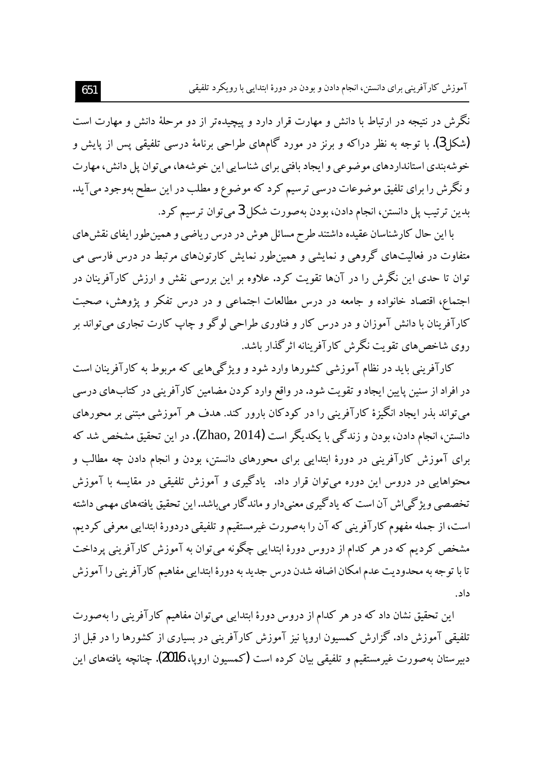نگرش در نتیجه در ارتباط با دانش و مهارت قرار دارد و پیچیده‌تر از دو مرحلهٔ دانش و مهارت است (شکل3). با توجه به نظر دراکه و برنز در مورد گام‌های طراحی برنامهٔ درسی تلفیقی پس از پایش و خوشه‌بندی استانداردهای موضوعی و ایجاد بافتی برای شناسایی این خوشه‌ها، می‌توان پل دانش، مهارت و نگرش را برای تلفیق موضوعات درسی ترسیم کرد که موضوع و مطلب در این سطح به‌وجود می‌آید. بدین ترتیب پل دانستن، انجام دادن، بودن به‌صورت شکل 3 می‌توان ترسیم کرد.

با این حال کارشناسان عقیده داشتند طرح مسائل هوش در درس ریاضی و همین‌طور ایفای نقش‌های متفاوت در فعالیت‌های گروهی و نمایشی و همین‌طور نمایش کارتون‌های مرتبط در درس فارسی می توان تا حدی این نگرش را در آن‌ها تقویت کرد. علاوه بر این بررسی نقش و ارزش کارآفرینان در اجتماع، اقتصاد خانواده و جامعه در درس مطالعات اجتماعی و در درس تفکر و پژوهش، صحبت کارآفرینان با دانش آموزان و در درس کار و فناوری طراحی لوگو و چاپ کارت تجاری می‌تواند بر روی شاخص‌های تقویت نگرش کارآفرینانه اثرگذار باشد.

کارآفرینی باید در نظام آموزشی کشورها وارد شود و ویژگی‌هایی که مربوط به کارآفرینان است در افراد از سنین پایین ایجاد و تقویت شود. در واقع وارد کردن مضامین کارآفرینی در کتاب‌های درسی می‌تواند بذر ایجاد انگیزهٔ کارآفرینی را در کودکان بارور کند. هدف هر آموزشی مبتنی بر محورهای دانستن، انجام دادن، بودن و زندگی با یکدیگر است (Zhao, 2014). در این تحقیق مشخص شد که برای آموزش کارآفرینی در دورهٔ ابتدایی برای محورهای دانستن، بودن و انجام دادن چه مطالب و محتواهایی در دروس این دوره می‌توان قرار داد. یادگیری و آموزش تلفیقی در مقایسه با آموزش تخصصی ویژگی‌اش آن است که یادگیری معنی‌دار و ماندگار می‌باشد. این تحقیق یافته‌های مهمی داشته است، از جمله مفهوم کارآفرینی که آن را به‌صورت غیرمستقیم و تلفیقی دردورهٔ ابتدایی معرفی کردیم. مشخص کردیم که در هر کدام از دروس دورهٔ ابتدایی چگونه می‌توان به آموزش کارآفرینی پرداخت تا با توجه به محدودیت عدم امکان اضافه شدن درس جدید به دورهٔ ابتدایی مفاهیم کارآفرینی را آموزش داد.

این تحقیق نشان داد که در هر کدام از دروس دورهٔ ابتدایی می‌توان مفاهیم کارآفرینی را به‌صورت تلفیقی آموزش داد. گزارش کمسیون اروپا نیز آموزش کارآفرینی در بسیاری از کشورها را در قبل از دبیرستان به‌صورت غیرمستقیم و تلفیقی بیان کرده است (کمسیون اروپا، 2016). چنانچه یافته‌های این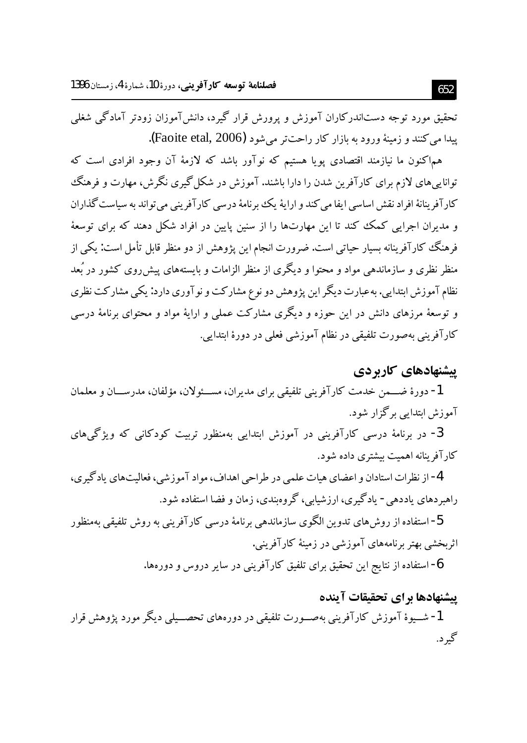تحقیق مورد توجه دست‌اندرکاران آموزش و پرورش قرار گیرد، دانش‌آموزان زودتر آمادگی شغلی پیدا می‌کنند و زمینهٔ ورود به بازار کار راحت‌تر می‌شود (Faoite etal, 2006).

هم‌اکنون ما نیازمند اقتصادی پویا هستیم که نوآور باشد که لازمهٔ آن وجود افرادی است که توانایی‌های لازم برای کارآفرین شدن را دارا باشند. آموزش در شکل‌گیری نگرش، مهارت و فرهنگ کارآفرینانهٔ افراد نقش اساسی ایفا می‌کند و ارایهٔ یک برنامهٔ درسی کارآفرینی می‌تواند به سیاست‌گذاران و مدیران اجرایی کمک کند تا این مهارت‌ها را از سنین پایین در افراد شکل دهند که برای توسعهٔ فرهنگ کارآفرینانه بسیار حیاتی است. ضرورت انجام این پژوهش از دو منظر قابل تأمل است: یکی از منظر نظری و سازماندهی مواد و محتوا و دیگری از منظر الزامات و بایسته‌های پیش‌روی کشور در بُعد نظام آموزش ابتدایی. به‌عبارت دیگر این پژوهش دو نوع مشارکت و نوآوری دارد: یکی مشارکت نظری و توسعهٔ مرزهای دانش در این حوزه و دیگری مشارکت عملی و ارایهٔ مواد و محتوای برنامهٔ درسی کارآفرینی به‌صورت تلفیقی در نظام آموزشی فعلی در دورهٔ ابتدایی.

## پیشنهادهای کاربردی

1- دورهٔ ضمن خدمت کارآفرینی تلفیقی برای مدیران، مسئولان، مؤلفان، مدرسان و معلمان آموزش ابتدایی برگزار شود.

3- در برنامهٔ درسی کارآفرینی در آموزش ابتدایی به‌منظور تربیت کودکانی که ویژگی‌های کارآفرینانه اهمیت بیشتری داده شود.

4- از نظرات استادان و اعضای هیات علمی در طراحی اهداف، مواد آموزشی، فعالیت‌های یادگیری، راهبردهای یاددهی- یادگیری، ارزشیابی، گروه‌بندی، زمان و فضا استفاده شود.

5- استفاده از روش‌های تدوین الگوی سازماندهی برنامهٔ درسی کارآفرینی به روش تلفیقی به‌منظور اثربخشی بهتر برنامه‌های آموزشی در زمینهٔ کارآفرینی.

6- استفاده از نتایج این تحقیق برای تلفیق کارآفرینی در سایر دروس و دوره‌ها.

### پیشنهادها برای تحقیقات آینده

1- شیوهٔ آموزش کارآفرینی به‌صورت تلفیقی در دوره‌های تحصیلی دیگر مورد پژوهش قرار گیرد.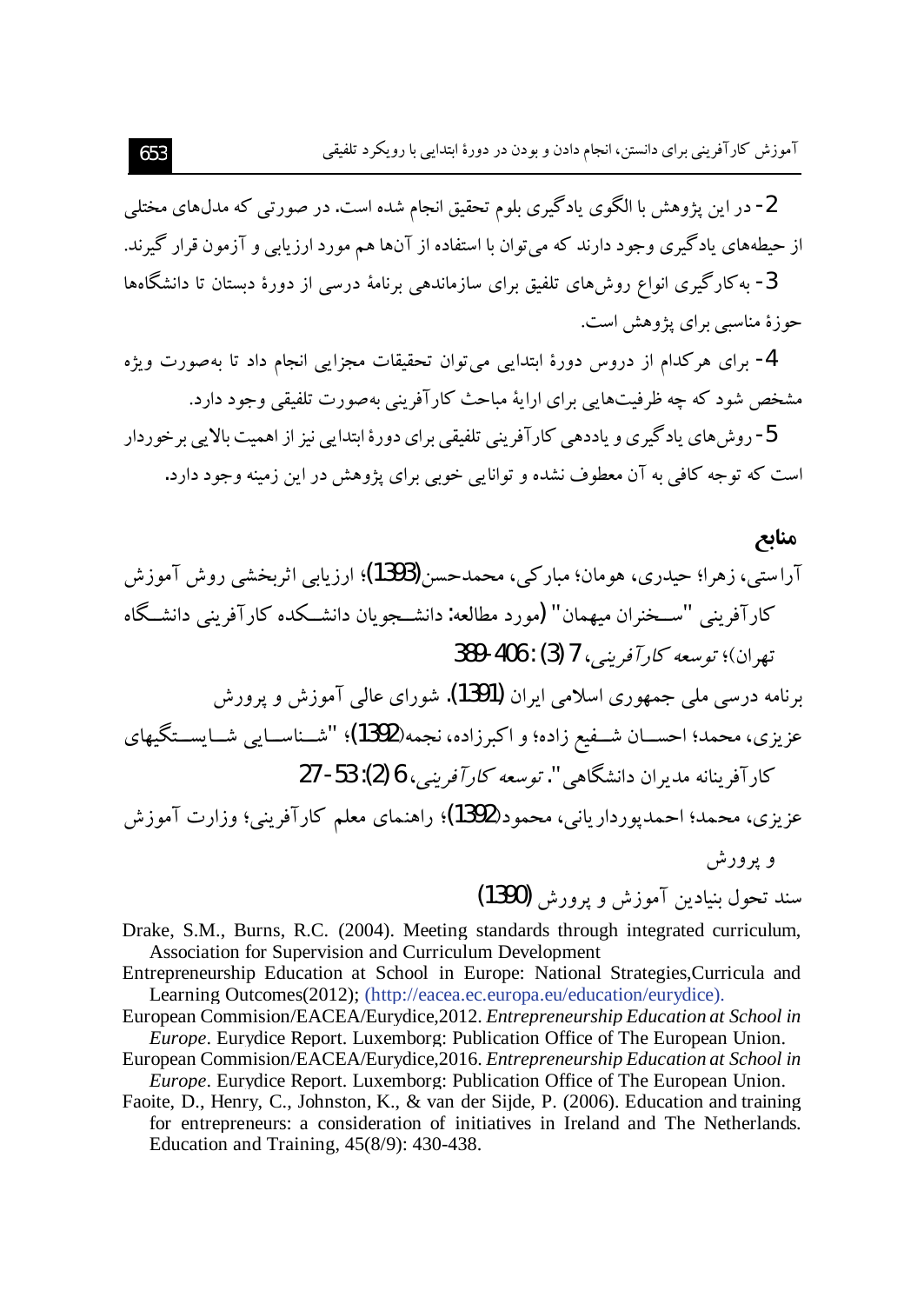2- در این پژوهش با الگوی یادگیری بلوم تحقیق انجام شده است. در صورتی که مدل‌های مختلی از حیطه‌های یادگیری وجود دارند که می‌توان با استفاده از آن‌ها هم مورد ارزیابی و آزمون قرار گیرند.

3- به‌کارگیری انواع روش‌های تلفیق برای سازماندهی برنامهٔ درسی از دورهٔ دبستان تا دانشگاه‌ها حوزهٔ مناسبی برای پژوهش است.

4- برای هرکدام از دروس دورهٔ ابتدایی می‌توان تحقیقات مجزایی انجام داد تا به‌صورت ویژه مشخص شود که چه ظرفیت‌هایی برای ارایهٔ مباحث کارآفرینی به‌صورت تلفیقی وجود دارد.

5- روش‌های یادگیری و یاددهی کارآفرینی تلفیقی برای دورهٔ ابتدایی نیز از اهمیت بالایی برخوردار است که توجه کافی به آن معطوف نشده و توانایی خوبی برای پژوهش در این زمینه وجود دارد.

## منابع

آراستی، زهرا؛ حیدری، هومان؛ مبارکی، محمدحسن(1393)؛ ارزیابی اثربخشی روش آموزش کارآفرینی "سخنران میهمان" (مورد مطالعه: دانشجویان دانشکده کارآفرینی دانشگاه تهران)؛ *توسعه کارآفرینی*، 7 (3) : 406-389

برنامه درسی ملی جمهوری اسلامی ایران (1391). شورای عالی آموزش و پرورش

عزیزی، محمد؛ احسان شفیع زاده؛ و اکبرزاده، نجمه(1392)؛ "شناسایی شایستگیهای کارآفرینانه مدیران دانشگاهی". *توسعه کارآفرینی*، 6 (2) :53-27

عزیزی، محمد؛ احمدپورداریانی، محمود(1392)؛ راهنمای معلم کارآفرینی؛ وزارت آموزش و پرورش

سند تحول بنیادین آموزش و پرورش (1390)

Drake, S.M., Burns, R.C. (2004). Meeting standards through integrated curriculum, Association for Supervision and Curriculum Development

Entrepreneurship Education at School in Europe: National Strategies,Curricula and Learning Outcomes(2012); (http://eacea.ec.europa.eu/education/eurydice).

European Commision/EACEA/Eurydice,2012. *Entrepreneurship Education at School in Europe*. Eurydice Report. Luxemborg: Publication Office of The European Union.

European Commision/EACEA/Eurydice,2016. *Entrepreneurship Education at School in Europe*. Eurydice Report. Luxemborg: Publication Office of The European Union.

Faoite, D., Henry, C., Johnston, K., & van der Sijde, P. (2006). Education and training for entrepreneurs: a consideration of initiatives in Ireland and The Netherlands. Education and Training, 45(8/9): 430-438.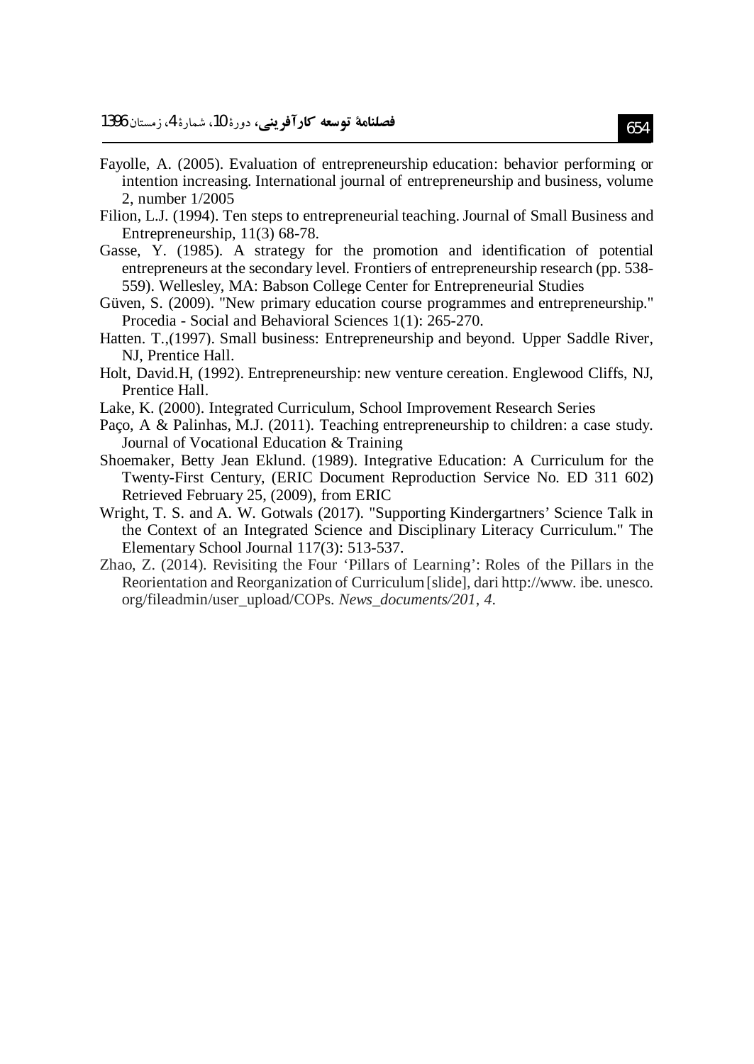Fayolle, A. (2005). Evaluation of entrepreneurship education: behavior performing or intention increasing. International journal of entrepreneurship and business, volume 2, number 1/2005

Filion, L.J. (1994). Ten steps to entrepreneurial teaching. Journal of Small Business and Entrepreneurship, 11(3) 68-78.

Gasse, Y. (1985). A strategy for the promotion and identification of potential entrepreneurs at the secondary level. Frontiers of entrepreneurship research (pp. 538-559). Wellesley, MA: Babson College Center for Entrepreneurial Studies

Güven, S. (2009). "New primary education course programmes and entrepreneurship." Procedia - Social and Behavioral Sciences 1(1): 265-270.

Hatten. T.,(1997). Small business: Entrepreneurship and beyond. Upper Saddle River, NJ, Prentice Hall.

Holt, David.H, (1992). Entrepreneurship: new venture cereation. Englewood Cliffs, NJ, Prentice Hall.

Lake, K. (2000). Integrated Curriculum, School Improvement Research Series

Paço, A & Palinhas, M.J. (2011). Teaching entrepreneurship to children: a case study. Journal of Vocational Education & Training

Shoemaker, Betty Jean Eklund. (1989). Integrative Education: A Curriculum for the Twenty-First Century, (ERIC Document Reproduction Service No. ED 311 602) Retrieved February 25, (2009), from ERIC

Wright, T. S. and A. W. Gotwals (2017). "Supporting Kindergartners' Science Talk in the Context of an Integrated Science and Disciplinary Literacy Curriculum." The Elementary School Journal 117(3): 513-537.

Zhao, Z. (2014). Revisiting the Four 'Pillars of Learning': Roles of the Pillars in the Reorientation and Reorganization of Curriculum [slide], dari http://www. ibe. unesco. org/fileadmin/user_upload/COPs. *News_documents/201*, *4*.